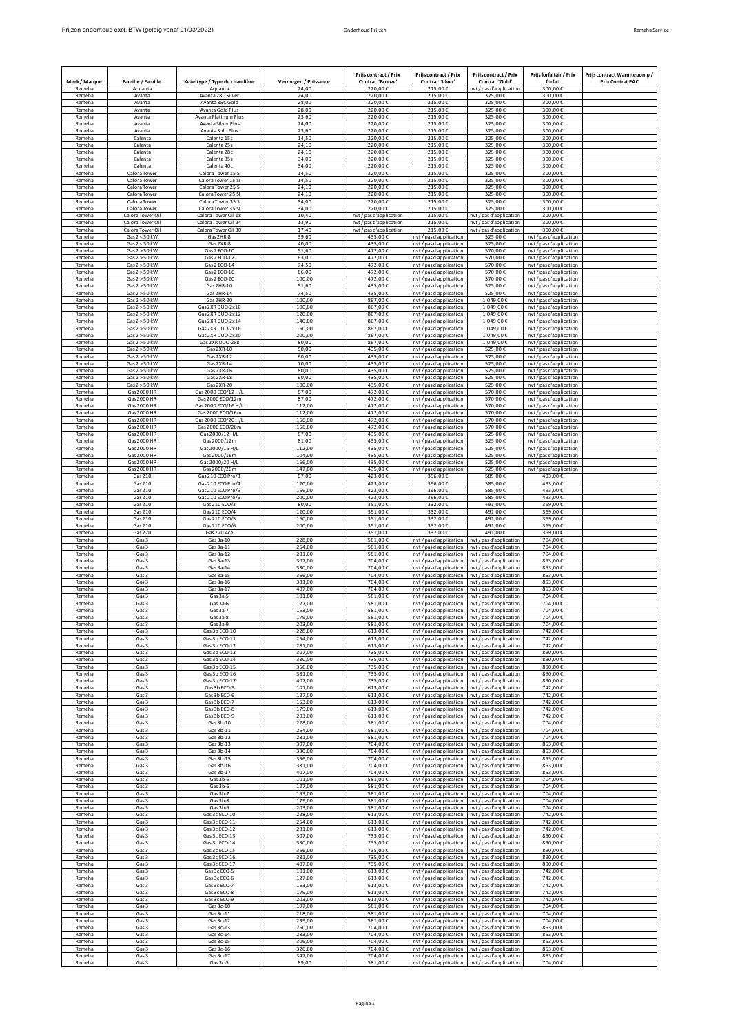| Merk / Marque | Familie / Famille | Keteltype / Type de chaudière | Vermogen / Puissance | Prijs contract / Prix Contrat 'Bronze' | Prijs contract / Prix Contrat 'Silver' | Prijs contract / Prix Contrat 'Gold' | Prijs forfaitair / Prix forfait | Prijs contract Warmtepomp / Prix Contrat PAC |
|---|---|---|---|---|---|---|---|---|
| Remeha | Aquanta | Aquanta | 24,00 | 220,00 € | 215,00 € | nvt / pas d'application | 300,00 € | |
| Remeha | Avanta | Avanta 28C Silver | 24,00 | 220,00 € | 215,00 € | 325,00 € | 300,00 € | |
| Remeha | Avanta | Avanta 35C Gold | 28,00 | 220,00 € | 215,00 € | 325,00 € | 300,00 € | |
| Remeha | Avanta | Avanta Gold Plus | 28,00 | 220,00 € | 215,00 € | 325,00 € | 300,00 € | |
| Remeha | Avanta | Avanta Platinum Plus | 23,60 | 220,00 € | 215,00 € | 325,00 € | 300,00 € | |
| Remeha | Avanta | Avanta Silver Plus | 24,00 | 220,00 € | 215,00 € | 325,00 € | 300,00 € | |
| Remeha | Avanta | Avanta Solo Plus | 23,60 | 220,00 € | 215,00 € | 325,00 € | 300,00 € | |
| Remeha | Calenta | Calenta 15s | 14,50 | 220,00 € | 215,00 € | 325,00 € | 300,00 € | |
| Remeha | Calenta | Calenta 25s | 24,10 | 220,00 € | 215,00 € | 325,00 € | 300,00 € | |
| Remeha | Calenta | Calenta 28c | 24,10 | 220,00 € | 215,00 € | 325,00 € | 300,00 € | |
| Remeha | Calenta | Calenta 35s | 34,00 | 220,00 € | 215,00 € | 325,00 € | 300,00 € | |
| Remeha | Calenta | Calenta 40c | 34,00 | 220,00 € | 215,00 € | 325,00 € | 300,00 € | |
| Remeha | Calora Tower | Calora Tower 15 S | 14,50 | 220,00 € | 215,00 € | 325,00 € | 300,00 € | |
| Remeha | Calora Tower | Calora Tower 15 Sl | 14,50 | 220,00 € | 215,00 € | 325,00 € | 300,00 € | |
| Remeha | Calora Tower | Calora Tower 25 S | 24,10 | 220,00 € | 215,00 € | 325,00 € | 300,00 € | |
| Remeha | Calora Tower | Calora Tower 25 Sl | 24,10 | 220,00 € | 215,00 € | 325,00 € | 300,00 € | |
| Remeha | Calora Tower | Calora Tower 35 S | 34,00 | 220,00 € | 215,00 € | 325,00 € | 300,00 € | |
| Remeha | Calora Tower | Calora Tower 35 Sl | 34,00 | 220,00 € | 215,00 € | 325,00 € | 300,00 € | |
| Remeha | Calora Tower Oil | Calora Tower Oil 18 | 10,40 | nvt / pas d'application | 215,00 € | nvt / pas d'application | 300,00 € | |
| Remeha | Calora Tower Oil | Calora Tower Oil 24 | 13,90 | nvt / pas d'application | 215,00 € | nvt / pas d'application | 300,00 € | |
| Remeha | Calora Tower Oil | Calora Tower Oil 30 | 17,40 | nvt / pas d'application | 215,00 € | nvt / pas d'application | 300,00 € | |
| Remeha | Gas 2 < 50 kW | Gas 2HR-8 | 39,60 | 435,00 € | nvt / pas d'application | 525,00 € | nvt / pas d'application | |
| Remeha | Gas 2 < 50 kW | Gas 2XR-8 | 40,00 | 435,00 € | nvt / pas d'application | 525,00 € | nvt / pas d'application | |
| Remeha | Gas 2 > 50 kW | Gas 2 ECO-10 | 51,60 | 472,00 € | nvt / pas d'application | 570,00 € | nvt / pas d'application | |
| Remeha | Gas 2 > 50 kW | Gas 2 ECO-12 | 63,00 | 472,00 € | nvt / pas d'application | 570,00 € | nvt / pas d'application | |
| Remeha | Gas 2 > 50 kW | Gas 2 ECO-14 | 74,50 | 472,00 € | nvt / pas d'application | 570,00 € | nvt / pas d'application | |
| Remeha | Gas 2 > 50 kW | Gas 2 ECO-16 | 86,00 | 472,00 € | nvt / pas d'application | 570,00 € | nvt / pas d'application | |
| Remeha | Gas 2 > 50 kW | Gas 2 ECO-20 | 100,00 | 472,00 € | nvt / pas d'application | 570,00 € | nvt / pas d'application | |
| Remeha | Gas 2 > 50 kW | Gas 2HR-10 | 51,60 | 435,00 € | nvt / pas d'application | 525,00 € | nvt / pas d'application | |
| Remeha | Gas 2 > 50 kW | Gas 2HR-14 | 74,50 | 435,00 € | nvt / pas d'application | 525,00 € | nvt / pas d'application | |
| Remeha | Gas 2 > 50 kW | Gas 2HR-20 | 100,00 | 867,00 € | nvt / pas d'application | 1.049,00 € | nvt / pas d'application | |
| Remeha | Gas 2 > 50 kW | Gas 2XR DUO-2x10 | 100,00 | 867,00 € | nvt / pas d'application | 1.049,00 € | nvt / pas d'application | |
| Remeha | Gas 2 > 50 kW | Gas 2XR DUO-2x12 | 120,00 | 867,00 € | nvt / pas d'application | 1.049,00 € | nvt / pas d'application | |
| Remeha | Gas 2 > 50 kW | Gas 2XR DUO-2x14 | 140,00 | 867,00 € | nvt / pas d'application | 1.049,00 € | nvt / pas d'application | |
| Remeha | Gas 2 > 50 kW | Gas 2XR DUO-2x16 | 160,00 | 867,00 € | nvt / pas d'application | 1.049,00 € | nvt / pas d'application | |
| Remeha | Gas 2 > 50 kW | Gas 2XR DUO-2x20 | 200,00 | 867,00 € | nvt / pas d'application | 1.049,00 € | nvt / pas d'application | |
| Remeha | Gas 2 > 50 kW | Gas 2XR DUO-2x8 | 80,00 | 867,00 € | nvt / pas d'application | 1.049,00 € | nvt / pas d'application | |
| Remeha | Gas 2 > 50 kW | Gas 2XR-10 | 50,00 | 435,00 € | nvt / pas d'application | 525,00 € | nvt / pas d'application | |
| Remeha | Gas 2 > 50 kW | Gas 2XR-12 | 60,00 | 435,00 € | nvt / pas d'application | 525,00 € | nvt / pas d'application | |
| Remeha | Gas 2 > 50 kW | Gas 2XR-14 | 70,00 | 435,00 € | nvt / pas d'application | 525,00 € | nvt / pas d'application | |
| Remeha | Gas 2 > 50 kW | Gas 2XR-16 | 80,00 | 435,00 € | nvt / pas d'application | 525,00 € | nvt / pas d'application | |
| Remeha | Gas 2 > 50 kW | Gas 2XR-18 | 90,00 | 435,00 € | nvt / pas d'application | 525,00 € | nvt / pas d'application | |
| Remeha | Gas 2 > 50 kW | Gas 2XR-20 | 100,00 | 435,00 € | nvt / pas d'application | 525,00 € | nvt / pas d'application | |
| Remeha | Gas 2000 HR | Gas 2000 ECO/12 H/L | 87,00 | 472,00 € | nvt / pas d'application | 570,00 € | nvt / pas d'application | |
| Remeha | Gas 2000 HR | Gas 2000 ECO/12m | 87,00 | 472,00 € | nvt / pas d'application | 570,00 € | nvt / pas d'application | |
| Remeha | Gas 2000 HR | Gas 2000 ECO/16 H/L | 112,00 | 472,00 € | nvt / pas d'application | 570,00 € | nvt / pas d'application | |
| Remeha | Gas 2000 HR | Gas 2000 ECO/16m | 112,00 | 472,00 € | nvt / pas d'application | 570,00 € | nvt / pas d'application | |
| Remeha | Gas 2000 HR | Gas 2000 ECO/20 H/L | 156,00 | 472,00 € | nvt / pas d'application | 570,00 € | nvt / pas d'application | |
| Remeha | Gas 2000 HR | Gas 2000 ECO/20m | 156,00 | 472,00 € | nvt / pas d'application | 570,00 € | nvt / pas d'application | |
| Remeha | Gas 2000 HR | Gas 2000/12 H/L | 87,00 | 435,00 € | nvt / pas d'application | 525,00 € | nvt / pas d'application | |
| Remeha | Gas 2000 HR | Gas 2000/12m | 81,00 | 435,00 € | nvt / pas d'application | 525,00 € | nvt / pas d'application | |
| Remeha | Gas 2000 HR | Gas 2000/16 H/L | 112,00 | 435,00 € | nvt / pas d'application | 525,00 € | nvt / pas d'application | |
| Remeha | Gas 2000 HR | Gas 2000/16m | 104,00 | 435,00 € | nvt / pas d'application | 525,00 € | nvt / pas d'application | |
| Remeha | Gas 2000 HR | Gas 2000/20 H/L | 156,00 | 435,00 € | nvt / pas d'application | 525,00 € | nvt / pas d'application | |
| Remeha | Gas 2000 HR | Gas 2000/20m | 147,00 | 435,00 € | nvt / pas d'application | 525,00 € | nvt / pas d'application | |
| Remeha | Gas 210 | Gas 210 ECO Pro/3 | 87,00 | 423,00 € | 396,00 € | 585,00 € | 493,00 € | |
| Remeha | Gas 210 | Gas 210 ECO Pro/4 | 120,00 | 423,00 € | 396,00 € | 585,00 € | 493,00 € | |
| Remeha | Gas 210 | Gas 210 ECO Pro/5 | 166,00 | 423,00 € | 396,00 € | 585,00 € | 493,00 € | |
| Remeha | Gas 210 | Gas 210 ECO Pro/6 | 200,00 | 423,00 € | 396,00 € | 585,00 € | 493,00 € | |
| Remeha | Gas 210 | Gas 210 ECO/3 | 80,00 | 351,00 € | 332,00 € | 491,00 € | 369,00 € | |
| Remeha | Gas 210 | Gas 210 ECO/4 | 120,00 | 351,00 € | 332,00 € | 491,00 € | 369,00 € | |
| Remeha | Gas 210 | Gas 210 ECO/5 | 160,00 | 351,00 € | 332,00 € | 491,00 € | 369,00 € | |
| Remeha | Gas 210 | Gas 210 ECO/6 | 200,00 | 351,00 € | 332,00 € | 491,00 € | 369,00 € | |
| Remeha | Gas 220 | Gas 220 Ace | | 351,00 € | 332,00 € | 491,00 € | 369,00 € | |
| Remeha | Gas 3 | Gas 3a-10 | 228,00 | 581,00 € | nvt / pas d'application | nvt / pas d'application | 704,00 € | |
| Remeha | Gas 3 | Gas 3a-11 | 254,00 | 581,00 € | nvt / pas d'application | nvt / pas d'application | 704,00 € | |
| Remeha | Gas 3 | Gas 3a-12 | 281,00 | 581,00 € | nvt / pas d'application | nvt / pas d'application | 704,00 € | |
| Remeha | Gas 3 | Gas 3a-13 | 307,00 | 704,00 € | nvt / pas d'application | nvt / pas d'application | 853,00 € | |
| Remeha | Gas 3 | Gas 3a-14 | 330,00 | 704,00 € | nvt / pas d'application | nvt / pas d'application | 853,00 € | |
| Remeha | Gas 3 | Gas 3a-15 | 356,00 | 704,00 € | nvt / pas d'application | nvt / pas d'application | 853,00 € | |
| Remeha | Gas 3 | Gas 3a-16 | 381,00 | 704,00 € | nvt / pas d'application | nvt / pas d'application | 853,00 € | |
| Remeha | Gas 3 | Gas 3a-17 | 407,00 | 704,00 € | nvt / pas d'application | nvt / pas d'application | 853,00 € | |
| Remeha | Gas 3 | Gas 3a-5 | 101,00 | 581,00 € | nvt / pas d'application | nvt / pas d'application | 704,00 € | |
| Remeha | Gas 3 | Gas 3a-6 | 127,00 | 581,00 € | nvt / pas d'application | nvt / pas d'application | 704,00 € | |
| Remeha | Gas 3 | Gas 3a-7 | 153,00 | 581,00 € | nvt / pas d'application | nvt / pas d'application | 704,00 € | |
| Remeha | Gas 3 | Gas 3a-8 | 179,00 | 581,00 € | nvt / pas d'application | nvt / pas d'application | 704,00 € | |
| Remeha | Gas 3 | Gas 3a-9 | 203,00 | 581,00 € | nvt / pas d'application | nvt / pas d'application | 704,00 € | |
| Remeha | Gas 3 | Gas 3b ECO-10 | 228,00 | 613,00 € | nvt / pas d'application | nvt / pas d'application | 742,00 € | |
| Remeha | Gas 3 | Gas 3b ECO-11 | 254,00 | 613,00 € | nvt / pas d'application | nvt / pas d'application | 742,00 € | |
| Remeha | Gas 3 | Gas 3b ECO-12 | 281,00 | 613,00 € | nvt / pas d'application | nvt / pas d'application | 742,00 € | |
| Remeha | Gas 3 | Gas 3b ECO-13 | 307,00 | 735,00 € | nvt / pas d'application | nvt / pas d'application | 890,00 € | |
| Remeha | Gas 3 | Gas 3b ECO-14 | 330,00 | 735,00 € | nvt / pas d'application | nvt / pas d'application | 890,00 € | |
| Remeha | Gas 3 | Gas 3b ECO-15 | 356,00 | 735,00 € | nvt / pas d'application | nvt / pas d'application | 890,00 € | |
| Remeha | Gas 3 | Gas 3b ECO-16 | 381,00 | 735,00 € | nvt / pas d'application | nvt / pas d'application | 890,00 € | |
| Remeha | Gas 3 | Gas 3b ECO-17 | 407,00 | 735,00 € | nvt / pas d'application | nvt / pas d'application | 890,00 € | |
| Remeha | Gas 3 | Gas 3b ECO-5 | 101,00 | 613,00 € | nvt / pas d'application | nvt / pas d'application | 742,00 € | |
| Remeha | Gas 3 | Gas 3b ECO-6 | 127,00 | 613,00 € | nvt / pas d'application | nvt / pas d'application | 742,00 € | |
| Remeha | Gas 3 | Gas 3b ECO-7 | 153,00 | 613,00 € | nvt / pas d'application | nvt / pas d'application | 742,00 € | |
| Remeha | Gas 3 | Gas 3b ECO-8 | 179,00 | 613,00 € | nvt / pas d'application | nvt / pas d'application | 742,00 € | |
| Remeha | Gas 3 | Gas 3b ECO-9 | 203,00 | 613,00 € | nvt / pas d'application | nvt / pas d'application | 742,00 € | |
| Remeha | Gas 3 | Gas 3b-10 | 228,00 | 581,00 € | nvt / pas d'application | nvt / pas d'application | 704,00 € | |
| Remeha | Gas 3 | Gas 3b-11 | 254,00 | 581,00 € | nvt / pas d'application | nvt / pas d'application | 704,00 € | |
| Remeha | Gas 3 | Gas 3b-12 | 281,00 | 581,00 € | nvt / pas d'application | nvt / pas d'application | 704,00 € | |
| Remeha | Gas 3 | Gas 3b-13 | 307,00 | 704,00 € | nvt / pas d'application | nvt / pas d'application | 853,00 € | |
| Remeha | Gas 3 | Gas 3b-14 | 330,00 | 704,00 € | nvt / pas d'application | nvt / pas d'application | 853,00 € | |
| Remeha | Gas 3 | Gas 3b-15 | 356,00 | 704,00 € | nvt / pas d'application | nvt / pas d'application | 853,00 € | |
| Remeha | Gas 3 | Gas 3b-16 | 381,00 | 704,00 € | nvt / pas d'application | nvt / pas d'application | 853,00 € | |
| Remeha | Gas 3 | Gas 3b-17 | 407,00 | 704,00 € | nvt / pas d'application | nvt / pas d'application | 853,00 € | |
| Remeha | Gas 3 | Gas 3b-5 | 101,00 | 581,00 € | nvt / pas d'application | nvt / pas d'application | 704,00 € | |
| Remeha | Gas 3 | Gas 3b-6 | 127,00 | 581,00 € | nvt / pas d'application | nvt / pas d'application | 704,00 € | |
| Remeha | Gas 3 | Gas 3b-7 | 153,00 | 581,00 € | nvt / pas d'application | nvt / pas d'application | 704,00 € | |
| Remeha | Gas 3 | Gas 3b-8 | 179,00 | 581,00 € | nvt / pas d'application | nvt / pas d'application | 704,00 € | |
| Remeha | Gas 3 | Gas 3b-9 | 203,00 | 581,00 € | nvt / pas d'application | nvt / pas d'application | 704,00 € | |
| Remeha | Gas 3 | Gas 3c ECO-10 | 228,00 | 613,00 € | nvt / pas d'application | nvt / pas d'application | 742,00 € | |
| Remeha | Gas 3 | Gas 3c ECO-11 | 254,00 | 613,00 € | nvt / pas d'application | nvt / pas d'application | 742,00 € | |
| Remeha | Gas 3 | Gas 3c ECO-12 | 281,00 | 613,00 € | nvt / pas d'application | nvt / pas d'application | 742,00 € | |
| Remeha | Gas 3 | Gas 3c ECO-13 | 307,00 | 735,00 € | nvt / pas d'application | nvt / pas d'application | 890,00 € | |
| Remeha | Gas 3 | Gas 3c ECO-14 | 330,00 | 735,00 € | nvt / pas d'application | nvt / pas d'application | 890,00 € | |
| Remeha | Gas 3 | Gas 3c ECO-15 | 356,00 | 735,00 € | nvt / pas d'application | nvt / pas d'application | 890,00 € | |
| Remeha | Gas 3 | Gas 3c ECO-16 | 381,00 | 735,00 € | nvt / pas d'application | nvt / pas d'application | 890,00 € | |
| Remeha | Gas 3 | Gas 3c ECO-17 | 407,00 | 735,00 € | nvt / pas d'application | nvt / pas d'application | 890,00 € | |
| Remeha | Gas 3 | Gas 3c ECO-5 | 101,00 | 613,00 € | nvt / pas d'application | nvt / pas d'application | 742,00 € | |
| Remeha | Gas 3 | Gas 3c ECO-6 | 127,00 | 613,00 € | nvt / pas d'application | nvt / pas d'application | 742,00 € | |
| Remeha | Gas 3 | Gas 3c ECO-7 | 153,00 | 613,00 € | nvt / pas d'application | nvt / pas d'application | 742,00 € | |
| Remeha | Gas 3 | Gas 3c ECO-8 | 179,00 | 613,00 € | nvt / pas d'application | nvt / pas d'application | 742,00 € | |
| Remeha | Gas 3 | Gas 3c ECO-9 | 203,00 | 613,00 € | nvt / pas d'application | nvt / pas d'application | 742,00 € | |
| Remeha | Gas 3 | Gas 3c-10 | 197,00 | 581,00 € | nvt / pas d'application | nvt / pas d'application | 704,00 € | |
| Remeha | Gas 3 | Gas 3c-11 | 218,00 | 581,00 € | nvt / pas d'application | nvt / pas d'application | 704,00 € | |
| Remeha | Gas 3 | Gas 3c-12 | 239,00 | 581,00 € | nvt / pas d'application | nvt / pas d'application | 704,00 € | |
| Remeha | Gas 3 | Gas 3c-13 | 260,00 | 704,00 € | nvt / pas d'application | nvt / pas d'application | 853,00 € | |
| Remeha | Gas 3 | Gas 3c-14 | 283,00 | 704,00 € | nvt / pas d'application | nvt / pas d'application | 853,00 € | |
| Remeha | Gas 3 | Gas 3c-15 | 306,00 | 704,00 € | nvt / pas d'application | nvt / pas d'application | 853,00 € | |
| Remeha | Gas 3 | Gas 3c-16 | 326,00 | 704,00 € | nvt / pas d'application | nvt / pas d'application | 853,00 € | |
| Remeha | Gas 3 | Gas 3c-17 | 347,00 | 704,00 € | nvt / pas d'application | nvt / pas d'application | 853,00 € | |
| Remeha | Gas 3 | Gas 3c-5 | 89,00 | 581,00 € | nvt / pas d'application | nvt / pas d'application | 704,00 € | |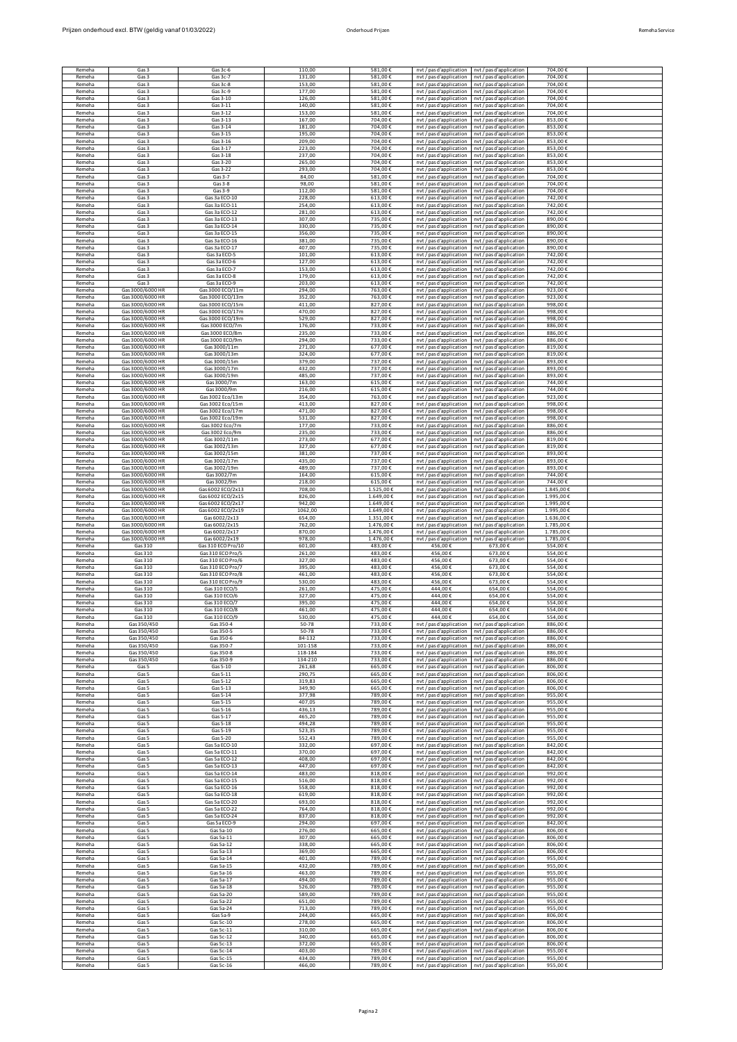| Remeha | Gas 3 | Gas 3c-6 | 110,00 | 581,00 € | nvt / pas d'application | nvt / pas d'application | 704,00 € | |
|---|---|---|---|---|---|---|---|---|
| Remeha | Gas 3 | Gas 3c-7 | 131,00 | 581,00 € | nvt / pas d'application | nvt / pas d'application | 704,00 € | |
| Remeha | Gas 3 | Gas 3c-8 | 153,00 | 581,00 € | nvt / pas d'application | nvt / pas d'application | 704,00 € | |
| Remeha | Gas 3 | Gas 3c-9 | 177,00 | 581,00 € | nvt / pas d'application | nvt / pas d'application | 704,00 € | |
| Remeha | Gas 3 | Gas 3-10 | 126,00 | 581,00 € | nvt / pas d'application | nvt / pas d'application | 704,00 € | |
| Remeha | Gas 3 | Gas 3-11 | 140,00 | 581,00 € | nvt / pas d'application | nvt / pas d'application | 704,00 € | |
| Remeha | Gas 3 | Gas 3-12 | 153,00 | 581,00 € | nvt / pas d'application | nvt / pas d'application | 704,00 € | |
| Remeha | Gas 3 | Gas 3-13 | 167,00 | 704,00 € | nvt / pas d'application | nvt / pas d'application | 853,00 € | |
| Remeha | Gas 3 | Gas 3-14 | 181,00 | 704,00 € | nvt / pas d'application | nvt / pas d'application | 853,00 € | |
| Remeha | Gas 3 | Gas 3-15 | 195,00 | 704,00 € | nvt / pas d'application | nvt / pas d'application | 853,00 € | |
| Remeha | Gas 3 | Gas 3-16 | 209,00 | 704,00 € | nvt / pas d'application | nvt / pas d'application | 853,00 € | |
| Remeha | Gas 3 | Gas 3-17 | 223,00 | 704,00 € | nvt / pas d'application | nvt / pas d'application | 853,00 € | |
| Remeha | Gas 3 | Gas 3-18 | 237,00 | 704,00 € | nvt / pas d'application | nvt / pas d'application | 853,00 € | |
| Remeha | Gas 3 | Gas 3-20 | 265,00 | 704,00 € | nvt / pas d'application | nvt / pas d'application | 853,00 € | |
| Remeha | Gas 3 | Gas 3-22 | 293,00 | 704,00 € | nvt / pas d'application | nvt / pas d'application | 853,00 € | |
| Remeha | Gas 3 | Gas 3-7 | 84,00 | 581,00 € | nvt / pas d'application | nvt / pas d'application | 704,00 € | |
| Remeha | Gas 3 | Gas 3-8 | 98,00 | 581,00 € | nvt / pas d'application | nvt / pas d'application | 704,00 € | |
| Remeha | Gas 3 | Gas 3-9 | 112,00 | 581,00 € | nvt / pas d'application | nvt / pas d'application | 704,00 € | |
| Remeha | Gas 3 | Gas 3a ECO-10 | 228,00 | 613,00 € | nvt / pas d'application | nvt / pas d'application | 742,00 € | |
| Remeha | Gas 3 | Gas 3a ECO-11 | 254,00 | 613,00 € | nvt / pas d'application | nvt / pas d'application | 742,00 € | |
| Remeha | Gas 3 | Gas 3a ECO-12 | 281,00 | 613,00 € | nvt / pas d'application | nvt / pas d'application | 742,00 € | |
| Remeha | Gas 3 | Gas 3a ECO-13 | 307,00 | 735,00 € | nvt / pas d'application | nvt / pas d'application | 890,00 € | |
| Remeha | Gas 3 | Gas 3a ECO-14 | 330,00 | 735,00 € | nvt / pas d'application | nvt / pas d'application | 890,00 € | |
| Remeha | Gas 3 | Gas 3a ECO-15 | 356,00 | 735,00 € | nvt / pas d'application | nvt / pas d'application | 890,00 € | |
| Remeha | Gas 3 | Gas 3a ECO-16 | 381,00 | 735,00 € | nvt / pas d'application | nvt / pas d'application | 890,00 € | |
| Remeha | Gas 3 | Gas 3a ECO-17 | 407,00 | 735,00 € | nvt / pas d'application | nvt / pas d'application | 890,00 € | |
| Remeha | Gas 3 | Gas 3a ECO-5 | 101,00 | 613,00 € | nvt / pas d'application | nvt / pas d'application | 742,00 € | |
| Remeha | Gas 3 | Gas 3a ECO-6 | 127,00 | 613,00 € | nvt / pas d'application | nvt / pas d'application | 742,00 € | |
| Remeha | Gas 3 | Gas 3a ECO-7 | 153,00 | 613,00 € | nvt / pas d'application | nvt / pas d'application | 742,00 € | |
| Remeha | Gas 3 | Gas 3a ECO-8 | 179,00 | 613,00 € | nvt / pas d'application | nvt / pas d'application | 742,00 € | |
| Remeha | Gas 3 | Gas 3a ECO-9 | 203,00 | 613,00 € | nvt / pas d'application | nvt / pas d'application | 742,00 € | |
| Remeha | Gas 3000/6000 HR | Gas 3000 ECO/11m | 294,00 | 763,00 € | nvt / pas d'application | nvt / pas d'application | 923,00 € | |
| Remeha | Gas 3000/6000 HR | Gas 3000 ECO/13m | 352,00 | 763,00 € | nvt / pas d'application | nvt / pas d'application | 923,00 € | |
| Remeha | Gas 3000/6000 HR | Gas 3000 ECO/15m | 411,00 | 827,00 € | nvt / pas d'application | nvt / pas d'application | 998,00 € | |
| Remeha | Gas 3000/6000 HR | Gas 3000 ECO/17m | 470,00 | 827,00 € | nvt / pas d'application | nvt / pas d'application | 998,00 € | |
| Remeha | Gas 3000/6000 HR | Gas 3000 ECO/19m | 529,00 | 827,00 € | nvt / pas d'application | nvt / pas d'application | 998,00 € | |
| Remeha | Gas 3000/6000 HR | Gas 3000 ECO/7m | 176,00 | 733,00 € | nvt / pas d'application | nvt / pas d'application | 886,00 € | |
| Remeha | Gas 3000/6000 HR | Gas 3000 ECO/8m | 235,00 | 733,00 € | nvt / pas d'application | nvt / pas d'application | 886,00 € | |
| Remeha | Gas 3000/6000 HR | Gas 3000 ECO/9m | 294,00 | 733,00 € | nvt / pas d'application | nvt / pas d'application | 886,00 € | |
| Remeha | Gas 3000/6000 HR | Gas 3000/11m | 271,00 | 677,00 € | nvt / pas d'application | nvt / pas d'application | 819,00 € | |
| Remeha | Gas 3000/6000 HR | Gas 3000/13m | 324,00 | 677,00 € | nvt / pas d'application | nvt / pas d'application | 819,00 € | |
| Remeha | Gas 3000/6000 HR | Gas 3000/15m | 379,00 | 737,00 € | nvt / pas d'application | nvt / pas d'application | 893,00 € | |
| Remeha | Gas 3000/6000 HR | Gas 3000/17m | 432,00 | 737,00 € | nvt / pas d'application | nvt / pas d'application | 893,00 € | |
| Remeha | Gas 3000/6000 HR | Gas 3000/19m | 485,00 | 737,00 € | nvt / pas d'application | nvt / pas d'application | 893,00 € | |
| Remeha | Gas 3000/6000 HR | Gas 3000/7m | 163,00 | 615,00 € | nvt / pas d'application | nvt / pas d'application | 744,00 € | |
| Remeha | Gas 3000/6000 HR | Gas 3000/9m | 216,00 | 615,00 € | nvt / pas d'application | nvt / pas d'application | 744,00 € | |
| Remeha | Gas 3000/6000 HR | Gas 3002 Eco/13m | 354,00 | 763,00 € | nvt / pas d'application | nvt / pas d'application | 923,00 € | |
| Remeha | Gas 3000/6000 HR | Gas 3002 Eco/15m | 413,00 | 827,00 € | nvt / pas d'application | nvt / pas d'application | 998,00 € | |
| Remeha | Gas 3000/6000 HR | Gas 3002 Eco/17m | 471,00 | 827,00 € | nvt / pas d'application | nvt / pas d'application | 998,00 € | |
| Remeha | Gas 3000/6000 HR | Gas 3002 Eco/19m | 531,00 | 827,00 € | nvt / pas d'application | nvt / pas d'application | 998,00 € | |
| Remeha | Gas 3000/6000 HR | Gas 3002 Eco/7m | 177,00 | 733,00 € | nvt / pas d'application | nvt / pas d'application | 886,00 € | |
| Remeha | Gas 3000/6000 HR | Gas 3002 Eco/9m | 235,00 | 733,00 € | nvt / pas d'application | nvt / pas d'application | 886,00 € | |
| Remeha | Gas 3000/6000 HR | Gas 3002/11m | 273,00 | 677,00 € | nvt / pas d'application | nvt / pas d'application | 819,00 € | |
| Remeha | Gas 3000/6000 HR | Gas 3002/13m | 327,00 | 677,00 € | nvt / pas d'application | nvt / pas d'application | 819,00 € | |
| Remeha | Gas 3000/6000 HR | Gas 3002/15m | 381,00 | 737,00 € | nvt / pas d'application | nvt / pas d'application | 893,00 € | |
| Remeha | Gas 3000/6000 HR | Gas 3002/17m | 435,00 | 737,00 € | nvt / pas d'application | nvt / pas d'application | 893,00 € | |
| Remeha | Gas 3000/6000 HR | Gas 3002/19m | 489,00 | 737,00 € | nvt / pas d'application | nvt / pas d'application | 893,00 € | |
| Remeha | Gas 3000/6000 HR | Gas 3002/7m | 164,00 | 615,00 € | nvt / pas d'application | nvt / pas d'application | 744,00 € | |
| Remeha | Gas 3000/6000 HR | Gas 3002/9m | 218,00 | 615,00 € | nvt / pas d'application | nvt / pas d'application | 744,00 € | |
| Remeha | Gas 3000/6000 HR | Gas 6002 ECO/2x13 | 708,00 | 1.525,00 € | nvt / pas d'application | nvt / pas d'application | 1.845,00 € | |
| Remeha | Gas 3000/6000 HR | Gas 6002 ECO/2x15 | 826,00 | 1.649,00 € | nvt / pas d'application | nvt / pas d'application | 1.995,00 € | |
| Remeha | Gas 3000/6000 HR | Gas 6002 ECO/2x17 | 942,00 | 1.649,00 € | nvt / pas d'application | nvt / pas d'application | 1.995,00 € | |
| Remeha | Gas 3000/6000 HR | Gas 6002 ECO/2x19 | 1062,00 | 1.649,00 € | nvt / pas d'application | nvt / pas d'application | 1.995,00 € | |
| Remeha | Gas 3000/6000 HR | Gas 6002/2x13 | 654,00 | 1.351,00 € | nvt / pas d'application | nvt / pas d'application | 1.636,00 € | |
| Remeha | Gas 3000/6000 HR | Gas 6002/2x15 | 762,00 | 1.476,00 € | nvt / pas d'application | nvt / pas d'application | 1.785,00 € | |
| Remeha | Gas 3000/6000 HR | Gas 6002/2x17 | 870,00 | 1.476,00 € | nvt / pas d'application | nvt / pas d'application | 1.785,00 € | |
| Remeha | Gas 3000/6000 HR | Gas 6002/2x19 | 978,00 | 1.476,00 € | nvt / pas d'application | nvt / pas d'application | 1.785,00 € | |
| Remeha | Gas 310 | Gas 310 ECO Pro/10 | 601,00 | 483,00 € | 456,00 € | 673,00 € | 554,00 € | |
| Remeha | Gas 310 | Gas 310 ECO Pro/5 | 261,00 | 483,00 € | 456,00 € | 673,00 € | 554,00 € | |
| Remeha | Gas 310 | Gas 310 ECO Pro/6 | 327,00 | 483,00 € | 456,00 € | 673,00 € | 554,00 € | |
| Remeha | Gas 310 | Gas 310 ECO Pro/7 | 395,00 | 483,00 € | 456,00 € | 673,00 € | 554,00 € | |
| Remeha | Gas 310 | Gas 310 ECO Pro/8 | 461,00 | 483,00 € | 456,00 € | 673,00 € | 554,00 € | |
| Remeha | Gas 310 | Gas 310 ECO Pro/9 | 530,00 | 483,00 € | 456,00 € | 673,00 € | 554,00 € | |
| Remeha | Gas 310 | Gas 310 ECO/5 | 261,00 | 475,00 € | 444,00 € | 654,00 € | 554,00 € | |
| Remeha | Gas 310 | Gas 310 ECO/6 | 327,00 | 475,00 € | 444,00 € | 654,00 € | 554,00 € | |
| Remeha | Gas 310 | Gas 310 ECO/7 | 395,00 | 475,00 € | 444,00 € | 654,00 € | 554,00 € | |
| Remeha | Gas 310 | Gas 310 ECO/8 | 461,00 | 475,00 € | 444,00 € | 654,00 € | 554,00 € | |
| Remeha | Gas 310 | Gas 310 ECO/9 | 530,00 | 475,00 € | 444,00 € | 654,00 € | 554,00 € | |
| Remeha | Gas 350/450 | Gas 350-4 | 50-78 | 733,00 € | nvt / pas d'application | nvt / pas d'application | 886,00 € | |
| Remeha | Gas 350/450 | Gas 350-5 | 50-78 | 733,00 € | nvt / pas d'application | nvt / pas d'application | 886,00 € | |
| Remeha | Gas 350/450 | Gas 350-6 | 84-132 | 733,00 € | nvt / pas d'application | nvt / pas d'application | 886,00 € | |
| Remeha | Gas 350/450 | Gas 350-7 | 101-158 | 733,00 € | nvt / pas d'application | nvt / pas d'application | 886,00 € | |
| Remeha | Gas 350/450 | Gas 350-8 | 118-184 | 733,00 € | nvt / pas d'application | nvt / pas d'application | 886,00 € | |
| Remeha | Gas 350/450 | Gas 350-9 | 134-210 | 733,00 € | nvt / pas d'application | nvt / pas d'application | 886,00 € | |
| Remeha | Gas 5 | Gas 5-10 | 261,68 | 665,00 € | nvt / pas d'application | nvt / pas d'application | 806,00 € | |
| Remeha | Gas 5 | Gas 5-11 | 290,75 | 665,00 € | nvt / pas d'application | nvt / pas d'application | 806,00 € | |
| Remeha | Gas 5 | Gas 5-12 | 319,83 | 665,00 € | nvt / pas d'application | nvt / pas d'application | 806,00 € | |
| Remeha | Gas 5 | Gas 5-13 | 349,90 | 665,00 € | nvt / pas d'application | nvt / pas d'application | 806,00 € | |
| Remeha | Gas 5 | Gas 5-14 | 377,98 | 789,00 € | nvt / pas d'application | nvt / pas d'application | 955,00 € | |
| Remeha | Gas 5 | Gas 5-15 | 407,05 | 789,00 € | nvt / pas d'application | nvt / pas d'application | 955,00 € | |
| Remeha | Gas 5 | Gas 5-16 | 436,13 | 789,00 € | nvt / pas d'application | nvt / pas d'application | 955,00 € | |
| Remeha | Gas 5 | Gas 5-17 | 465,20 | 789,00 € | nvt / pas d'application | nvt / pas d'application | 955,00 € | |
| Remeha | Gas 5 | Gas 5-18 | 494,28 | 789,00 € | nvt / pas d'application | nvt / pas d'application | 955,00 € | |
| Remeha | Gas 5 | Gas 5-19 | 523,35 | 789,00 € | nvt / pas d'application | nvt / pas d'application | 955,00 € | |
| Remeha | Gas 5 | Gas 5-20 | 552,43 | 789,00 € | nvt / pas d'application | nvt / pas d'application | 955,00 € | |
| Remeha | Gas 5 | Gas 5a ECO-10 | 332,00 | 697,00 € | nvt / pas d'application | nvt / pas d'application | 842,00 € | |
| Remeha | Gas 5 | Gas 5a ECO-11 | 370,00 | 697,00 € | nvt / pas d'application | nvt / pas d'application | 842,00 € | |
| Remeha | Gas 5 | Gas 5a ECO-12 | 408,00 | 697,00 € | nvt / pas d'application | nvt / pas d'application | 842,00 € | |
| Remeha | Gas 5 | Gas 5a ECO-13 | 447,00 | 697,00 € | nvt / pas d'application | nvt / pas d'application | 842,00 € | |
| Remeha | Gas 5 | Gas 5a ECO-14 | 483,00 | 818,00 € | nvt / pas d'application | nvt / pas d'application | 992,00 € | |
| Remeha | Gas 5 | Gas 5a ECO-15 | 516,00 | 818,00 € | nvt / pas d'application | nvt / pas d'application | 992,00 € | |
| Remeha | Gas 5 | Gas 5a ECO-16 | 558,00 | 818,00 € | nvt / pas d'application | nvt / pas d'application | 992,00 € | |
| Remeha | Gas 5 | Gas 5a ECO-18 | 619,00 | 818,00 € | nvt / pas d'application | nvt / pas d'application | 992,00 € | |
| Remeha | Gas 5 | Gas 5a ECO-20 | 693,00 | 818,00 € | nvt / pas d'application | nvt / pas d'application | 992,00 € | |
| Remeha | Gas 5 | Gas 5a ECO-22 | 764,00 | 818,00 € | nvt / pas d'application | nvt / pas d'application | 992,00 € | |
| Remeha | Gas 5 | Gas 5a ECO-24 | 837,00 | 818,00 € | nvt / pas d'application | nvt / pas d'application | 992,00 € | |
| Remeha | Gas 5 | Gas 5a ECO-9 | 294,00 | 697,00 € | nvt / pas d'application | nvt / pas d'application | 842,00 € | |
| Remeha | Gas 5 | Gas 5a-10 | 276,00 | 665,00 € | nvt / pas d'application | nvt / pas d'application | 806,00 € | |
| Remeha | Gas 5 | Gas 5a-11 | 307,00 | 665,00 € | nvt / pas d'application | nvt / pas d'application | 806,00 € | |
| Remeha | Gas 5 | Gas 5a-12 | 338,00 | 665,00 € | nvt / pas d'application | nvt / pas d'application | 806,00 € | |
| Remeha | Gas 5 | Gas 5a-13 | 369,00 | 665,00 € | nvt / pas d'application | nvt / pas d'application | 806,00 € | |
| Remeha | Gas 5 | Gas 5a-14 | 401,00 | 789,00 € | nvt / pas d'application | nvt / pas d'application | 955,00 € | |
| Remeha | Gas 5 | Gas 5a-15 | 432,00 | 789,00 € | nvt / pas d'application | nvt / pas d'application | 955,00 € | |
| Remeha | Gas 5 | Gas 5a-16 | 463,00 | 789,00 € | nvt / pas d'application | nvt / pas d'application | 955,00 € | |
| Remeha | Gas 5 | Gas 5a-17 | 494,00 | 789,00 € | nvt / pas d'application | nvt / pas d'application | 955,00 € | |
| Remeha | Gas 5 | Gas 5a-18 | 526,00 | 789,00 € | nvt / pas d'application | nvt / pas d'application | 955,00 € | |
| Remeha | Gas 5 | Gas 5a-20 | 589,00 | 789,00 € | nvt / pas d'application | nvt / pas d'application | 955,00 € | |
| Remeha | Gas 5 | Gas 5a-22 | 651,00 | 789,00 € | nvt / pas d'application | nvt / pas d'application | 955,00 € | |
| Remeha | Gas 5 | Gas 5a-24 | 713,00 | 789,00 € | nvt / pas d'application | nvt / pas d'application | 955,00 € | |
| Remeha | Gas 5 | Gas 5a-9 | 244,00 | 665,00 € | nvt / pas d'application | nvt / pas d'application | 806,00 € | |
| Remeha | Gas 5 | Gas 5c-10 | 278,00 | 665,00 € | nvt / pas d'application | nvt / pas d'application | 806,00 € | |
| Remeha | Gas 5 | Gas 5c-11 | 310,00 | 665,00 € | nvt / pas d'application | nvt / pas d'application | 806,00 € | |
| Remeha | Gas 5 | Gas 5c-12 | 340,00 | 665,00 € | nvt / pas d'application | nvt / pas d'application | 806,00 € | |
| Remeha | Gas 5 | Gas 5c-13 | 372,00 | 665,00 € | nvt / pas d'application | nvt / pas d'application | 806,00 € | |
| Remeha | Gas 5 | Gas 5c-14 | 403,00 | 789,00 € | nvt / pas d'application | nvt / pas d'application | 955,00 € | |
| Remeha | Gas 5 | Gas 5c-15 | 434,00 | 789,00 € | nvt / pas d'application | nvt / pas d'application | 955,00 € | |
| Remeha | Gas 5 | Gas 5c-16 | 466,00 | 789,00 € | nvt / pas d'application | nvt / pas d'application | 955,00 € | |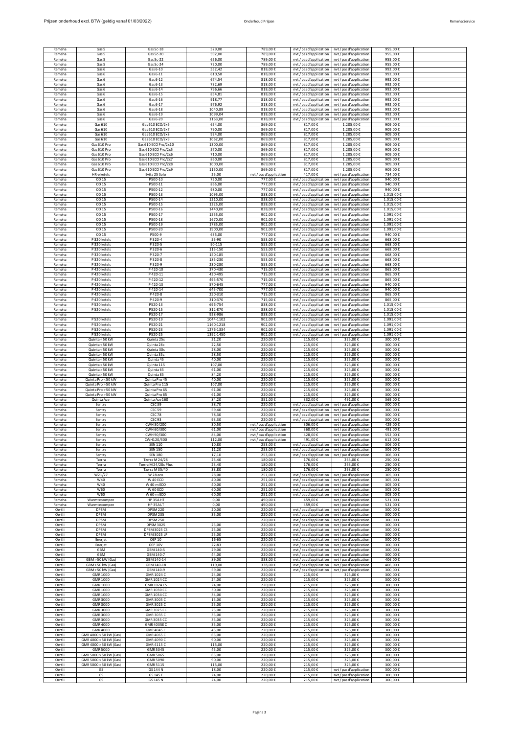| Remeha | Gas 5 | Gas 5c-18 | 529,00 | 789,00 € | nvt / pas d'application | nvt / pas d'application | 955,00 € | |
|---|---|---|---|---|---|---|---|---|
| Remeha | Gas 5 | Gas 5c-20 | 592,00 | 789,00 € | nvt / pas d'application | nvt / pas d'application | 955,00 € | |
| Remeha | Gas 5 | Gas 5c-22 | 656,00 | 789,00 € | nvt / pas d'application | nvt / pas d'application | 955,00 € | |
| Remeha | Gas 5 | Gas 5c-24 | 720,00 | 789,00 € | nvt / pas d'application | nvt / pas d'application | 955,00 € | |
| Remeha | Gas 6 | Gas 6-10 | 552,42 | 818,00 € | nvt / pas d'application | nvt / pas d'application | 992,00 € | |
| Remeha | Gas 6 | Gas 6-11 | 610,58 | 818,00 € | nvt / pas d'application | nvt / pas d'application | 992,00 € | |
| Remeha | Gas 6 | Gas 6-12 | 674,54 | 818,00 € | nvt / pas d'application | nvt / pas d'application | 992,00 € | |
| Remeha | Gas 6 | Gas 6-13 | 732,69 | 818,00 € | nvt / pas d'application | nvt / pas d'application | 992,00 € | |
| Remeha | Gas 6 | Gas 6-14 | 796,66 | 818,00 € | nvt / pas d'application | nvt / pas d'application | 992,00 € | |
| Remeha | Gas 6 | Gas 6-15 | 854,81 | 818,00 € | nvt / pas d'application | nvt / pas d'application | 992,00 € | |
| Remeha | Gas 6 | Gas 6-16 | 918,77 | 818,00 € | nvt / pas d'application | nvt / pas d'application | 992,00 € | |
| Remeha | Gas 6 | Gas 6-17 | 976,92 | 818,00 € | nvt / pas d'application | nvt / pas d'application | 992,00 € | |
| Remeha | Gas 6 | Gas 6-18 | 1040,89 | 818,00 € | nvt / pas d'application | nvt / pas d'application | 992,00 € | |
| Remeha | Gas 6 | Gas 6-19 | 1099,04 | 818,00 € | nvt / pas d'application | nvt / pas d'application | 992,00 € | |
| Remeha | Gas 6 | Gas 6-20 | 1163,00 | 818,00 € | nvt / pas d'application | nvt / pas d'application | 992,00 € | |
| Remeha | Gas 610 | Gas 610 ECO/2x6 | 654,00 | 869,00 € | 817,00 € | 1.205,00 € | 909,00 € | |
| Remeha | Gas 610 | Gas 610 ECO/2x7 | 790,00 | 869,00 € | 817,00 € | 1.205,00 € | 909,00 € | |
| Remeha | Gas 610 | Gas 610 ECO/2x8 | 924,00 | 869,00 € | 817,00 € | 1.205,00 € | 909,00 € | |
| Remeha | Gas 610 | Gas 610 ECO/2x9 | 1062,00 | 869,00 € | 817,00 € | 1.205,00 € | 909,00 € | |
| Remeha | Gas 610 Pro | Gas 610 ECO Pro/2x10 | 1300,00 | 869,00 € | 817,00 € | 1.205,00 € | 909,00 € | |
| Remeha | Gas 610 Pro | Gas 610 ECO Pro/2x5 | 570,00 | 869,00 € | 817,00 € | 1.205,00 € | 909,00 € | |
| Remeha | Gas 610 Pro | Gas 610 ECO Pro/2x6 | 710,00 | 869,00 € | 817,00 € | 1.205,00 € | 909,00 € | |
| Remeha | Gas 610 Pro | Gas 610 ECO Pro/2x7 | 860,00 | 869,00 € | 817,00 € | 1.205,00 € | 909,00 € | |
| Remeha | Gas 610 Pro | Gas 610 ECO Pro/2x8 | 1000,00 | 869,00 € | 817,00 € | 1.205,00 € | 909,00 € | |
| Remeha | Gas 610 Pro | Gas 610 ECO Pro/2x9 | 1150,00 | 869,00 € | 817,00 € | 1.205,00 € | 909,00 € | |
| Remeha | HR-e ketels | Evita 25 Solo | 25,00 | nvt / pas d'application | 417,00 € | nvt / pas d'application | 734,00 € | |
| Remeha | OD 15 | P500-10 | 750,00 | 777,00 € | nvt / pas d'application | nvt / pas d'application | 940,00 € | |
| Remeha | OD 15 | P500-11 | 865,00 | 777,00 € | nvt / pas d'application | nvt / pas d'application | 940,00 € | |
| Remeha | OD 15 | P500-12 | 980,00 | 777,00 € | nvt / pas d'application | nvt / pas d'application | 940,00 € | |
| Remeha | OD 15 | P500-13 | 1095,00 | 838,00 € | nvt / pas d'application | nvt / pas d'application | 1.015,00 € | |
| Remeha | OD 15 | P500-14 | 1210,00 | 838,00 € | nvt / pas d'application | nvt / pas d'application | 1.015,00 € | |
| Remeha | OD 15 | P500-15 | 1325,00 | 838,00 € | nvt / pas d'application | nvt / pas d'application | 1.015,00 € | |
| Remeha | OD 15 | P500-16 | 1440,00 | 838,00 € | nvt / pas d'application | nvt / pas d'application | 1.015,00 € | |
| Remeha | OD 15 | P500-17 | 1555,00 | 902,00 € | nvt / pas d'application | nvt / pas d'application | 1.091,00 € | |
| Remeha | OD 15 | P500-18 | 1670,00 | 902,00 € | nvt / pas d'application | nvt / pas d'application | 1.091,00 € | |
| Remeha | OD 15 | P500-19 | 1785,00 | 902,00 € | nvt / pas d'application | nvt / pas d'application | 1.091,00 € | |
| Remeha | OD 15 | P500-20 | 1900,00 | 902,00 € | nvt / pas d'application | nvt / pas d'application | 1.091,00 € | |
| Remeha | OD 15 | P500-9 | 635,00 | 777,00 € | nvt / pas d'application | nvt / pas d'application | 940,00 € | |
| Remeha | P 320 ketels | P 320-4 | 55-90 | 553,00 € | nvt / pas d'application | nvt / pas d'application | 668,00 € | |
| Remeha | P 320 ketels | P 320-5 | 90-115 | 553,00 € | nvt / pas d'application | nvt / pas d'application | 668,00 € | |
| Remeha | P 320 ketels | P 320-6 | 115-150 | 553,00 € | nvt / pas d'application | nvt / pas d'application | 668,00 € | |
| Remeha | P 320 ketels | P 320-7 | 150-185 | 553,00 € | nvt / pas d'application | nvt / pas d'application | 668,00 € | |
| Remeha | P 320 ketels | P 320-8 | 185-230 | 553,00 € | nvt / pas d'application | nvt / pas d'application | 668,00 € | |
| Remeha | P 320 ketels | P 320-9 | 230-280 | 553,00 € | nvt / pas d'application | nvt / pas d'application | 668,00 € | |
| Remeha | P 420 ketels | P 420-10 | 370-430 | 715,00 € | nvt / pas d'application | nvt / pas d'application | 865,00 € | |
| Remeha | P 420 ketels | P 420-11 | 430-495 | 715,00 € | nvt / pas d'application | nvt / pas d'application | 865,00 € | |
| Remeha | P 420 ketels | P 420-12 | 495-570 | 715,00 € | nvt / pas d'application | nvt / pas d'application | 865,00 € | |
| Remeha | P 420 ketels | P 420-13 | 570-645 | 777,00 € | nvt / pas d'application | nvt / pas d'application | 940,00 € | |
| Remeha | P 420 ketels | P 420-14 | 645-700 | 777,00 € | nvt / pas d'application | nvt / pas d'application | 940,00 € | |
| Remeha | P 420 ketels | P 420-8 | 250-310 | 715,00 € | nvt / pas d'application | nvt / pas d'application | 865,00 € | |
| Remeha | P 420 ketels | P 420-9 | 310-370 | 715,00 € | nvt / pas d'application | nvt / pas d'application | 865,00 € | |
| Remeha | P 520 ketels | P520-13 | 696-754 | 838,00 € | nvt / pas d'application | nvt / pas d'application | 1.015,00 € | |
| Remeha | P 520 ketels | P520-15 | 812-870 | 838,00 € | nvt / pas d'application | nvt / pas d'application | 1.015,00 € | |
| Remeha | | P520-17 | 928-986 | 838,00 € | nvt / pas d'application | nvt / pas d'application | 1.015,00 € | |
| Remeha | P 520 ketels | P520-19 | 1044-1102 | 902,00 € | nvt / pas d'application | nvt / pas d'application | 1.091,00 € | |
| Remeha | P 520 ketels | P520-21 | 1160-1218 | 902,00 € | nvt / pas d'application | nvt / pas d'application | 1.091,00 € | |
| Remeha | P 520 ketels | P520-23 | 1276-1334 | 902,00 € | nvt / pas d'application | nvt / pas d'application | 1.091,00 € | |
| Remeha | P 520 ketels | P520-25 | 1392-1450 | 902,00 € | nvt / pas d'application | nvt / pas d'application | 1.091,00 € | |
| Remeha | Quinta < 50 kW | Quinta 25s | 21,20 | 220,00 € | 215,00 € | 325,00 € | 300,00 € | |
| Remeha | Quinta < 50 kW | Quinta 28c | 22,50 | 220,00 € | 215,00 € | 325,00 € | 300,00 € | |
| Remeha | Quinta < 50 kW | Quinta 30s | 28,00 | 220,00 € | 215,00 € | 325,00 € | 300,00 € | |
| Remeha | Quinta < 50 kW | Quinta 35c | 28,50 | 220,00 € | 215,00 € | 325,00 € | 300,00 € | |
| Remeha | Quinta < 50 kW | Quinta 45 | 40,00 | 220,00 € | 215,00 € | 325,00 € | 300,00 € | |
| Remeha | Quinta > 50 kW | Quinta 115 | 107,00 | 220,00 € | 215,00 € | 325,00 € | 300,00 € | |
| Remeha | Quinta > 50 kW | Quinta 65 | 61,00 | 220,00 € | 215,00 € | 325,00 € | 300,00 € | |
| Remeha | Quinta > 50 kW | Quinta 85 | 84,20 | 220,00 € | 215,00 € | 325,00 € | 300,00 € | |
| Remeha | Quinta Pro < 50 kW | Quinta Pro 45 | 40,00 | 220,00 € | 215,00 € | 325,00 € | 300,00 € | |
| Remeha | Quinta Pro > 50 kW | Quinta Pro 115 | 107,00 | 220,00 € | 215,00 € | 325,00 € | 300,00 € | |
| Remeha | Quinta Pro > 50 kW | Quinta Pro 65 | 61,00 | 220,00 € | 215,00 € | 325,00 € | 300,00 € | |
| Remeha | Quinta Pro > 50 kW | Quinta Pro 65 | 61,00 | 220,00 € | 215,00 € | 325,00 € | 300,00 € | |
| Remeha | Quinta Ace | Quinta Ace 160 | 84,20 | 351,00 € | 332,00 € | 491,00 € | 369,00 € | |
| Remeha | Sentry | CSC 39 | 38,70 | 220,00 € | nvt / pas d'application | nvt / pas d'application | 300,00 € | |
| Remeha | Sentry | CSC 59 | 59,40 | 220,00 € | nvt / pas d'application | nvt / pas d'application | 300,00 € | |
| Remeha | Sentry | CSC 78 | 78,30 | 220,00 € | nvt / pas d'application | nvt / pas d'application | 300,00 € | |
| Remeha | Sentry | CSC 93 | 93,30 | 220,00 € | nvt / pas d'application | nvt / pas d'application | 300,00 € | |
| Remeha | Sentry | CWH 30/200 | 30,50 | nvt / pas d'application | 306,00 € | nvt / pas d'application | 429,00 € | |
| Remeha | Sentry | CWH 60/300 | 61,00 | nvt / pas d'application | 368,00 € | nvt / pas d'application | 491,00 € | |
| Remeha | Sentry | CWH 90/300 | 84,00 | nvt / pas d'application | 428,00 € | nvt / pas d'application | 552,00 € | |
| Remeha | Sentry | CWH120/300 | 112,00 | nvt / pas d'application | 491,00 € | nvt / pas d'application | 612,00 € | |
| Remeha | Sentry | SEN 110 | 10,80 | 253,00 € | nvt / pas d'application | nvt / pas d'application | 306,00 € | |
| Remeha | Sentry | SEN 150 | 11,20 | 253,00 € | nvt / pas d'application | nvt / pas d'application | 306,00 € | |
| Remeha | Sentry | SEN 180 | 17,10 | 253,00 € | nvt / pas d'application | nvt / pas d'application | 306,00 € | |
| Remeha | Tzerra | Tzerra M 24/28 | 23,40 | 180,00 € | 176,00 € | 263,00 € | 250,00 € | |
| Remeha | Tzerra | Tzerra M 24/28c Plus | 23,40 | 180,00 € | 176,00 € | 263,00 € | 250,00 € | |
| Remeha | Tzerra | Tzerra M 35/40 | 33,80 | 180,00 € | 176,00 € | 263,00 € | 250,00 € | |
| Remeha | W21/27 | W 28 eco | 28,00 | 251,00 € | nvt / pas d'application | nvt / pas d'application | 305,00 € | |
| Remeha | W40 | W 40 ECO | 40,00 | 251,00 € | nvt / pas d'application | nvt / pas d'application | 305,00 € | |
| Remeha | W40 | W 40-m ECO | 40,00 | 251,00 € | nvt / pas d'application | nvt / pas d'application | 305,00 € | |
| Remeha | W60 | W 60 ECO | 60,00 | 251,00 € | nvt / pas d'application | nvt / pas d'application | 305,00 € | |
| Remeha | W60 | W 60-m ECO | 60,00 | 251,00 € | nvt / pas d'application | nvt / pas d'application | 305,00 € | |
| Remeha | Warmtepompen | HP 35A HT | 0,00 | 490,00 € | 459,00 € | nvt / pas d'application | 521,00 € | |
| Remeha | Warmtepompen | HP 35A LT | 0,00 | 490,00 € | 459,00 € | nvt / pas d'application | 521,00 € | |
| Oertli | DPSM | DPSM 220 | 20,00 | 220,00 € | nvt / pas d'application | nvt / pas d'application | 300,00 € | |
| Oertli | DPSM | DPSM 235 | 35,00 | 220,00 € | nvt / pas d'application | nvt / pas d'application | 300,00 € | |
| Oertli | DPSM | DPSM 250 | | 220,00 € | nvt / pas d'application | nvt / pas d'application | 300,00 € | |
| Oertli | DPSM | DPSM 3025 | 25,00 | 220,00 € | nvt / pas d'application | nvt / pas d'application | 300,00 € | |
| Oertli | DPSM | DPSM 3025 CS | 25,00 | 220,00 € | nvt / pas d'application | nvt / pas d'application | 300,00 € | |
| Oertli | DPSM | DPSM 3025 LP | 25,00 | 220,00 € | nvt / pas d'application | nvt / pas d'application | 300,00 € | |
| Oertli | Enerjet | OEP 10 | 16-65 | 220,00 € | nvt / pas d'application | nvt / pas d'application | 300,00 € | |
| Oertli | Enerjet | OEP 10V | 22-83 | 220,00 € | nvt / pas d'application | nvt / pas d'application | 300,00 € | |
| Oertli | GBM | GBM 140-5 | 29,00 | 220,00 € | nvt / pas d'application | nvt / pas d'application | 300,00 € | |
| Oertli | GBM | GBM 140-7 | 44,00 | 220,00 € | nvt / pas d'application | nvt / pas d'application | 300,00 € | |
| Oertli | GBM > 50 kW (Gas) | GBM 140-14 | 89,00 | 338,00 € | nvt / pas d'application | nvt / pas d'application | 406,00 € | |
| Oertli | GBM > 50 kW (Gas) | GBM 140-18 | 119,00 | 338,00 € | nvt / pas d'application | nvt / pas d'application | 406,00 € | |
| Oertli | GBM > 50 kW (Gas) | GBM 140-9 | 59,00 | 220,00 € | nvt / pas d'application | nvt / pas d'application | 300,00 € | |
| Oertli | GMR 1000 | GMR 1024 C | 24,00 | 220,00 € | 215,00 € | 325,00 € | 300,00 € | |
| Oertli | GMR 1000 | GMR 1024 CC | 24,00 | 220,00 € | 215,00 € | 325,00 € | 300,00 € | |
| Oertli | GMR 1000 | GMR 1024 CS | 24,00 | 220,00 € | 215,00 € | 325,00 € | 300,00 € | |
| Oertli | GMR 1000 | GMR 1030 CC | 30,00 | 220,00 € | 215,00 € | 325,00 € | 300,00 € | |
| Oertli | GMR 1000 | GMR 1034 CC | 34,00 | 220,00 € | 215,00 € | 325,00 € | 300,00 € | |
| Oertli | GMR 3000 | GMR 3005 C | 15,00 | 220,00 € | 215,00 € | 325,00 € | 300,00 € | |
| Oertli | GMR 3000 | GMR 3025 C | 25,00 | 220,00 € | 215,00 € | 325,00 € | 300,00 € | |
| Oertli | GMR 3000 | GMR 3025 CC | 25,00 | 220,00 € | 215,00 € | 325,00 € | 300,00 € | |
| Oertli | GMR 3000 | GMR 3035 C | 35,00 | 220,00 € | 215,00 € | 325,00 € | 300,00 € | |
| Oertli | GMR 3000 | GMR 3035 CC | 35,00 | 220,00 € | 215,00 € | 325,00 € | 300,00 € | |
| Oertli | GMR 4000 | GMR 4035E C | 35,00 | 220,00 € | 215,00 € | 325,00 € | 300,00 € | |
| Oertli | GMR 4000 | GMR 4045 C | 45,00 | 220,00 € | 215,00 € | 325,00 € | 300,00 € | |
| Oertli | GMR 4000 > 50 kW (Gas) | GMR 4065 C | 65,00 | 220,00 € | 215,00 € | 325,00 € | 300,00 € | |
| Oertli | GMR 4000 > 50 kW (Gas) | GMR 4090 C | 90,00 | 220,00 € | 215,00 € | 325,00 € | 300,00 € | |
| Oertli | GMR 4000 > 50 kW (Gas) | GMR 4115 C | 115,00 | 220,00 € | 215,00 € | 325,00 € | 300,00 € | |
| Oertli | GMR 5000 | GMR 5045 | 45,00 | 220,00 € | 215,00 € | 325,00 € | 300,00 € | |
| Oertli | GMR 5000 > 50 kW (Gas) | GMR 5065 | 65,00 | 220,00 € | 215,00 € | 325,00 € | 300,00 € | |
| Oertli | GMR 5000 > 50 kW (Gas) | GMR 5090 | 90,00 | 220,00 € | 215,00 € | 325,00 € | 300,00 € | |
| Oertli | GMR 5000 > 50 kW (Gas) | GMR 5115 | 115,00 | 220,00 € | 215,00 € | 325,00 € | 300,00 € | |
| Oertli | GS | GS 144 N | 18,00 | 220,00 € | 215,00 € | nvt / pas d'application | 300,00 € | |
| Oertli | GS | GS 145 F | 24,00 | 220,00 € | 215,00 € | nvt / pas d'application | 300,00 € | |
| Oertli | GS | GS 145 N | 24,00 | 220,00 € | 215,00 € | nvt / pas d'application | 300,00 € | |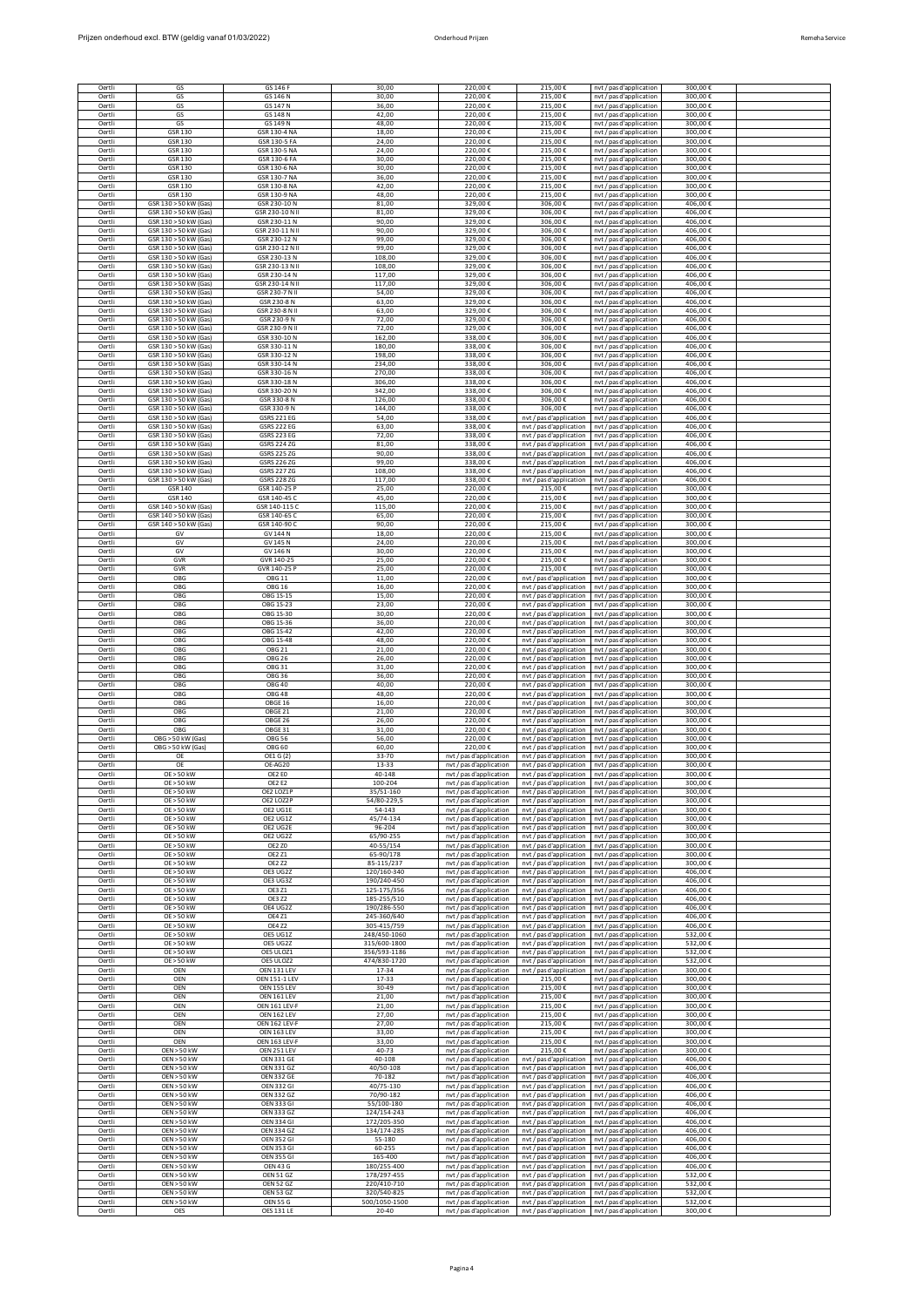| Oertli | GS | GS 146 F | 30,00 | 220,00 € | 215,00 € | nvt / pas d'application | 300,00 € | |
|---|---|---|---|---|---|---|---|---|
| Oertli | GS | GS 146 N | 30,00 | 220,00 € | 215,00 € | nvt / pas d'application | 300,00 € | |
| Oertli | GS | GS 147 N | 36,00 | 220,00 € | 215,00 € | nvt / pas d'application | 300,00 € | |
| Oertli | GS | GS 148 N | 42,00 | 220,00 € | 215,00 € | nvt / pas d'application | 300,00 € | |
| Oertli | GS | GS 149 N | 48,00 | 220,00 € | 215,00 € | nvt / pas d'application | 300,00 € | |
| Oertli | GSR 130 | GSR 130-4 NA | 18,00 | 220,00 € | 215,00 € | nvt / pas d'application | 300,00 € | |
| Oertli | GSR 130 | GSR 130-5 FA | 24,00 | 220,00 € | 215,00 € | nvt / pas d'application | 300,00 € | |
| Oertli | GSR 130 | GSR 130-5 NA | 24,00 | 220,00 € | 215,00 € | nvt / pas d'application | 300,00 € | |
| Oertli | GSR 130 | GSR 130-6 FA | 30,00 | 220,00 € | 215,00 € | nvt / pas d'application | 300,00 € | |
| Oertli | GSR 130 | GSR 130-6 NA | 30,00 | 220,00 € | 215,00 € | nvt / pas d'application | 300,00 € | |
| Oertli | GSR 130 | GSR 130-7 NA | 36,00 | 220,00 € | 215,00 € | nvt / pas d'application | 300,00 € | |
| Oertli | GSR 130 | GSR 130-8 NA | 42,00 | 220,00 € | 215,00 € | nvt / pas d'application | 300,00 € | |
| Oertli | GSR 130 | GSR 130-9 NA | 48,00 | 220,00 € | 215,00 € | nvt / pas d'application | 300,00 € | |
| Oertli | GSR 130 > 50 kW (Gas) | GSR 230-10 N | 81,00 | 329,00 € | 306,00 € | nvt / pas d'application | 406,00 € | |
| Oertli | GSR 130 > 50 kW (Gas) | GSR 230-10 N II | 81,00 | 329,00 € | 306,00 € | nvt / pas d'application | 406,00 € | |
| Oertli | GSR 130 > 50 kW (Gas) | GSR 230-11 N | 90,00 | 329,00 € | 306,00 € | nvt / pas d'application | 406,00 € | |
| Oertli | GSR 130 > 50 kW (Gas) | GSR 230-11 N II | 90,00 | 329,00 € | 306,00 € | nvt / pas d'application | 406,00 € | |
| Oertli | GSR 130 > 50 kW (Gas) | GSR 230-12 N | 99,00 | 329,00 € | 306,00 € | nvt / pas d'application | 406,00 € | |
| Oertli | GSR 130 > 50 kW (Gas) | GSR 230-12 N II | 99,00 | 329,00 € | 306,00 € | nvt / pas d'application | 406,00 € | |
| Oertli | GSR 130 > 50 kW (Gas) | GSR 230-13 N | 108,00 | 329,00 € | 306,00 € | nvt / pas d'application | 406,00 € | |
| Oertli | GSR 130 > 50 kW (Gas) | GSR 230-13 N II | 108,00 | 329,00 € | 306,00 € | nvt / pas d'application | 406,00 € | |
| Oertli | GSR 130 > 50 kW (Gas) | GSR 230-14 N | 117,00 | 329,00 € | 306,00 € | nvt / pas d'application | 406,00 € | |
| Oertli | GSR 130 > 50 kW (Gas) | GSR 230-14 N II | 117,00 | 329,00 € | 306,00 € | nvt / pas d'application | 406,00 € | |
| Oertli | GSR 130 > 50 kW (Gas) | GSR 230-7 N II | 54,00 | 329,00 € | 306,00 € | nvt / pas d'application | 406,00 € | |
| Oertli | GSR 130 > 50 kW (Gas) | GSR 230-8 N | 63,00 | 329,00 € | 306,00 € | nvt / pas d'application | 406,00 € | |
| Oertli | GSR 130 > 50 kW (Gas) | GSR 230-8 N II | 63,00 | 329,00 € | 306,00 € | nvt / pas d'application | 406,00 € | |
| Oertli | GSR 130 > 50 kW (Gas) | GSR 230-9 N | 72,00 | 329,00 € | 306,00 € | nvt / pas d'application | 406,00 € | |
| Oertli | GSR 130 > 50 kW (Gas) | GSR 230-9 N II | 72,00 | 329,00 € | 306,00 € | nvt / pas d'application | 406,00 € | |
| Oertli | GSR 130 > 50 kW (Gas) | GSR 330-10 N | 162,00 | 338,00 € | 306,00 € | nvt / pas d'application | 406,00 € | |
| Oertli | GSR 130 > 50 kW (Gas) | GSR 330-11 N | 180,00 | 338,00 € | 306,00 € | nvt / pas d'application | 406,00 € | |
| Oertli | GSR 130 > 50 kW (Gas) | GSR 330-12 N | 198,00 | 338,00 € | 306,00 € | nvt / pas d'application | 406,00 € | |
| Oertli | GSR 130 > 50 kW (Gas) | GSR 330-14 N | 234,00 | 338,00 € | 306,00 € | nvt / pas d'application | 406,00 € | |
| Oertli | GSR 130 > 50 kW (Gas) | GSR 330-16 N | 270,00 | 338,00 € | 306,00 € | nvt / pas d'application | 406,00 € | |
| Oertli | GSR 130 > 50 kW (Gas) | GSR 330-18 N | 306,00 | 338,00 € | 306,00 € | nvt / pas d'application | 406,00 € | |
| Oertli | GSR 130 > 50 kW (Gas) | GSR 330-20 N | 342,00 | 338,00 € | 306,00 € | nvt / pas d'application | 406,00 € | |
| Oertli | GSR 130 > 50 kW (Gas) | GSR 330-8 N | 126,00 | 338,00 € | 306,00 € | nvt / pas d'application | 406,00 € | |
| Oertli | GSR 130 > 50 kW (Gas) | GSR 330-9 N | 144,00 | 338,00 € | 306,00 € | nvt / pas d'application | 406,00 € | |
| Oertli | GSR 130 > 50 kW (Gas) | GSRS 221 EG | 54,00 | 338,00 € | nvt / pas d'application | nvt / pas d'application | 406,00 € | |
| Oertli | GSR 130 > 50 kW (Gas) | GSRS 222 EG | 63,00 | 338,00 € | nvt / pas d'application | nvt / pas d'application | 406,00 € | |
| Oertli | GSR 130 > 50 kW (Gas) | GSRS 223 EG | 72,00 | 338,00 € | nvt / pas d'application | nvt / pas d'application | 406,00 € | |
| Oertli | GSR 130 > 50 kW (Gas) | GSRS 224 ZG | 81,00 | 338,00 € | nvt / pas d'application | nvt / pas d'application | 406,00 € | |
| Oertli | GSR 130 > 50 kW (Gas) | GSRS 225 ZG | 90,00 | 338,00 € | nvt / pas d'application | nvt / pas d'application | 406,00 € | |
| Oertli | GSR 130 > 50 kW (Gas) | GSRS 226 ZG | 99,00 | 338,00 € | nvt / pas d'application | nvt / pas d'application | 406,00 € | |
| Oertli | GSR 130 > 50 kW (Gas) | GSRS 227 ZG | 108,00 | 338,00 € | nvt / pas d'application | nvt / pas d'application | 406,00 € | |
| Oertli | GSR 130 > 50 kW (Gas) | GSRS 228 ZG | 117,00 | 338,00 € | nvt / pas d'application | nvt / pas d'application | 406,00 € | |
| Oertli | GSR 140 | GSR 140-25 P | 25,00 | 220,00 € | 215,00 € | nvt / pas d'application | 300,00 € | |
| Oertli | GSR 140 | GSR 140-45 C | 45,00 | 220,00 € | 215,00 € | nvt / pas d'application | 300,00 € | |
| Oertli | GSR 140 > 50 kW (Gas) | GSR 140-115 C | 115,00 | 220,00 € | 215,00 € | nvt / pas d'application | 300,00 € | |
| Oertli | GSR 140 > 50 kW (Gas) | GSR 140-65 C | 65,00 | 220,00 € | 215,00 € | nvt / pas d'application | 300,00 € | |
| Oertli | GSR 140 > 50 kW (Gas) | GSR 140-90 C | 90,00 | 220,00 € | 215,00 € | nvt / pas d'application | 300,00 € | |
| Oertli | GV | GV 144 N | 18,00 | 220,00 € | 215,00 € | nvt / pas d'application | 300,00 € | |
| Oertli | GV | GV 145 N | 24,00 | 220,00 € | 215,00 € | nvt / pas d'application | 300,00 € | |
| Oertli | GV | GV 146 N | 30,00 | 220,00 € | 215,00 € | nvt / pas d'application | 300,00 € | |
| Oertli | GVR | GVR 140-25 | 25,00 | 220,00 € | 215,00 € | nvt / pas d'application | 300,00 € | |
| Oertli | GVR | GVR 140-25 P | 25,00 | 220,00 € | 215,00 € | nvt / pas d'application | 300,00 € | |
| Oertli | OBG | OBG 11 | 11,00 | 220,00 € | nvt / pas d'application | nvt / pas d'application | 300,00 € | |
| Oertli | OBG | OBG 16 | 16,00 | 220,00 € | nvt / pas d'application | nvt / pas d'application | 300,00 € | |
| Oertli | OBG | OBG 15-15 | 15,00 | 220,00 € | nvt / pas d'application | nvt / pas d'application | 300,00 € | |
| Oertli | OBG | OBG 15-23 | 23,00 | 220,00 € | nvt / pas d'application | nvt / pas d'application | 300,00 € | |
| Oertli | OBG | OBG 15-30 | 30,00 | 220,00 € | nvt / pas d'application | nvt / pas d'application | 300,00 € | |
| Oertli | OBG | OBG 15-36 | 36,00 | 220,00 € | nvt / pas d'application | nvt / pas d'application | 300,00 € | |
| Oertli | OBG | OBG 15-42 | 42,00 | 220,00 € | nvt / pas d'application | nvt / pas d'application | 300,00 € | |
| Oertli | OBG | OBG 15-48 | 48,00 | 220,00 € | nvt / pas d'application | nvt / pas d'application | 300,00 € | |
| Oertli | OBG | OBG 21 | 21,00 | 220,00 € | nvt / pas d'application | nvt / pas d'application | 300,00 € | |
| Oertli | OBG | OBG 26 | 26,00 | 220,00 € | nvt / pas d'application | nvt / pas d'application | 300,00 € | |
| Oertli | OBG | OBG 31 | 31,00 | 220,00 € | nvt / pas d'application | nvt / pas d'application | 300,00 € | |
| Oertli | OBG | OBG 36 | 36,00 | 220,00 € | nvt / pas d'application | nvt / pas d'application | 300,00 € | |
| Oertli | OBG | OBG 40 | 40,00 | 220,00 € | nvt / pas d'application | nvt / pas d'application | 300,00 € | |
| Oertli | OBG | OBG 48 | 48,00 | 220,00 € | nvt / pas d'application | nvt / pas d'application | 300,00 € | |
| Oertli | OBG | OBGE 16 | 16,00 | 220,00 € | nvt / pas d'application | nvt / pas d'application | 300,00 € | |
| Oertli | OBG | OBGE 21 | 21,00 | 220,00 € | nvt / pas d'application | nvt / pas d'application | 300,00 € | |
| Oertli | OBG | OBGE 26 | 26,00 | 220,00 € | nvt / pas d'application | nvt / pas d'application | 300,00 € | |
| Oertli | OBG | OBGE 31 | 31,00 | 220,00 € | nvt / pas d'application | nvt / pas d'application | 300,00 € | |
| Oertli | OBG > 50 kW (Gas) | OBG 56 | 56,00 | 220,00 € | nvt / pas d'application | nvt / pas d'application | 300,00 € | |
| Oertli | OBG > 50 kW (Gas) | OBG 60 | 60,00 | 220,00 € | nvt / pas d'application | nvt / pas d'application | 300,00 € | |
| Oertli | OE | OE1 G (2) | 33-70 | nvt / pas d'application | nvt / pas d'application | nvt / pas d'application | 300,00 € | |
| Oertli | OE | OE-AG20 | 13-33 | nvt / pas d'application | nvt / pas d'application | nvt / pas d'application | 300,00 € | |
| Oertli | OE > 50 kW | OE2 E0 | 40-148 | nvt / pas d'application | nvt / pas d'application | nvt / pas d'application | 300,00 € | |
| Oertli | OE > 50 kW | OE2 E2 | 100-204 | nvt / pas d'application | nvt / pas d'application | nvt / pas d'application | 300,00 € | |
| Oertli | OE > 50 kW | OE2 LOZ1P | 35/51-160 | nvt / pas d'application | nvt / pas d'application | nvt / pas d'application | 300,00 € | |
| Oertli | OE > 50 kW | OE2 LOZ2P | 54/80-229,5 | nvt / pas d'application | nvt / pas d'application | nvt / pas d'application | 300,00 € | |
| Oertli | OE > 50 kW | OE2 UG1E | 54-143 | nvt / pas d'application | nvt / pas d'application | nvt / pas d'application | 300,00 € | |
| Oertli | OE > 50 kW | OE2 UG1Z | 45/74-134 | nvt / pas d'application | nvt / pas d'application | nvt / pas d'application | 300,00 € | |
| Oertli | OE > 50 kW | OE2 UG2E | 96-204 | nvt / pas d'application | nvt / pas d'application | nvt / pas d'application | 300,00 € | |
| Oertli | OE > 50 kW | OE2 UG2Z | 65/90-255 | nvt / pas d'application | nvt / pas d'application | nvt / pas d'application | 300,00 € | |
| Oertli | OE > 50 kW | OE2 Z0 | 40-55/154 | nvt / pas d'application | nvt / pas d'application | nvt / pas d'application | 300,00 € | |
| Oertli | OE > 50 kW | OE2 Z1 | 65-90/178 | nvt / pas d'application | nvt / pas d'application | nvt / pas d'application | 300,00 € | |
| Oertli | OE > 50 kW | OE2 Z2 | 85-115/237 | nvt / pas d'application | nvt / pas d'application | nvt / pas d'application | 300,00 € | |
| Oertli | OE > 50 kW | OE3 UG2Z | 120/160-340 | nvt / pas d'application | nvt / pas d'application | nvt / pas d'application | 406,00 € | |
| Oertli | OE > 50 kW | OE3 UG3Z | 190/240-450 | nvt / pas d'application | nvt / pas d'application | nvt / pas d'application | 406,00 € | |
| Oertli | OE > 50 kW | OE3 Z1 | 125-175/356 | nvt / pas d'application | nvt / pas d'application | nvt / pas d'application | 406,00 € | |
| Oertli | OE > 50 kW | OE3 Z2 | 185-255/510 | nvt / pas d'application | nvt / pas d'application | nvt / pas d'application | 406,00 € | |
| Oertli | OE > 50 kW | OE4 UG2Z | 190/286-550 | nvt / pas d'application | nvt / pas d'application | nvt / pas d'application | 406,00 € | |
| Oertli | OE > 50 kW | OE4 Z1 | 245-360/640 | nvt / pas d'application | nvt / pas d'application | nvt / pas d'application | 406,00 € | |
| Oertli | OE > 50 kW | OE4 Z2 | 305-415/759 | nvt / pas d'application | nvt / pas d'application | nvt / pas d'application | 406,00 € | |
| Oertli | OE > 50 kW | OE5 UG1Z | 248/450-1060 | nvt / pas d'application | nvt / pas d'application | nvt / pas d'application | 532,00 € | |
| Oertli | OE > 50 kW | OE5 UG2Z | 315/600-1800 | nvt / pas d'application | nvt / pas d'application | nvt / pas d'application | 532,00 € | |
| Oertli | OE > 50 kW | OE5 ULOZ1 | 356/593-1186 | nvt / pas d'application | nvt / pas d'application | nvt / pas d'application | 532,00 € | |
| Oertli | OE > 50 kW | OE5 ULOZ2 | 474/830-1720 | nvt / pas d'application | nvt / pas d'application | nvt / pas d'application | 532,00 € | |
| Oertli | OEN | OEN 131 LEV | 17-34 | nvt / pas d'application | nvt / pas d'application | nvt / pas d'application | 300,00 € | |
| Oertli | OEN | OEN 151-1 LEV | 17-33 | nvt / pas d'application | 215,00 € | nvt / pas d'application | 300,00 € | |
| Oertli | OEN | OEN 155 LEV | 30-49 | nvt / pas d'application | 215,00 € | nvt / pas d'application | 300,00 € | |
| Oertli | OEN | OEN 161 LEV | 21,00 | nvt / pas d'application | 215,00 € | nvt / pas d'application | 300,00 € | |
| Oertli | OEN | OEN 161 LEV-F | 21,00 | nvt / pas d'application | 215,00 € | nvt / pas d'application | 300,00 € | |
| Oertli | OEN | OEN 162 LEV | 27,00 | nvt / pas d'application | 215,00 € | nvt / pas d'application | 300,00 € | |
| Oertli | OEN | OEN 162 LEV-F | 27,00 | nvt / pas d'application | 215,00 € | nvt / pas d'application | 300,00 € | |
| Oertli | OEN | OEN 163 LEV | 33,00 | nvt / pas d'application | 215,00 € | nvt / pas d'application | 300,00 € | |
| Oertli | OEN | OEN 163 LEV-F | 33,00 | nvt / pas d'application | 215,00 € | nvt / pas d'application | 300,00 € | |
| Oertli | OEN > 50 kW | OEN 251 LEV | 40-73 | nvt / pas d'application | 215,00 € | nvt / pas d'application | 300,00 € | |
| Oertli | OEN > 50 kW | OEN 331 GE | 40-108 | nvt / pas d'application | nvt / pas d'application | nvt / pas d'application | 406,00 € | |
| Oertli | OEN > 50 kW | OEN 331 GZ | 40/50-108 | nvt / pas d'application | nvt / pas d'application | nvt / pas d'application | 406,00 € | |
| Oertli | OEN > 50 kW | OEN 332 GE | 70-182 | nvt / pas d'application | nvt / pas d'application | nvt / pas d'application | 406,00 € | |
| Oertli | OEN > 50 kW | OEN 332 GI | 40/75-130 | nvt / pas d'application | nvt / pas d'application | nvt / pas d'application | 406,00 € | |
| Oertli | OEN > 50 kW | OEN 332 GZ | 70/90-182 | nvt / pas d'application | nvt / pas d'application | nvt / pas d'application | 406,00 € | |
| Oertli | OEN > 50 kW | OEN 333 GI | 55/100-180 | nvt / pas d'application | nvt / pas d'application | nvt / pas d'application | 406,00 € | |
| Oertli | OEN > 50 kW | OEN 333 GZ | 124/154-243 | nvt / pas d'application | nvt / pas d'application | nvt / pas d'application | 406,00 € | |
| Oertli | OEN > 50 kW | OEN 334 GI | 172/205-350 | nvt / pas d'application | nvt / pas d'application | nvt / pas d'application | 406,00 € | |
| Oertli | OEN > 50 kW | OEN 334 GZ | 134/174-285 | nvt / pas d'application | nvt / pas d'application | nvt / pas d'application | 406,00 € | |
| Oertli | OEN > 50 kW | OEN 352 GI | 55-180 | nvt / pas d'application | nvt / pas d'application | nvt / pas d'application | 406,00 € | |
| Oertli | OEN > 50 kW | OEN 353 GI | 60-255 | nvt / pas d'application | nvt / pas d'application | nvt / pas d'application | 406,00 € | |
| Oertli | OEN > 50 kW | OEN 355 GI | 165-400 | nvt / pas d'application | nvt / pas d'application | nvt / pas d'application | 406,00 € | |
| Oertli | OEN > 50 kW | OEN 43 G | 180/255-400 | nvt / pas d'application | nvt / pas d'application | nvt / pas d'application | 406,00 € | |
| Oertli | OEN > 50 kW | OEN 51 GZ | 178/297-455 | nvt / pas d'application | nvt / pas d'application | nvt / pas d'application | 532,00 € | |
| Oertli | OEN > 50 kW | OEN 52 GZ | 220/410-710 | nvt / pas d'application | nvt / pas d'application | nvt / pas d'application | 532,00 € | |
| Oertli | OEN > 50 kW | OEN 53 GZ | 320/540-825 | nvt / pas d'application | nvt / pas d'application | nvt / pas d'application | 532,00 € | |
| Oertli | OEN > 50 kW | OEN 55 G | 500/1050-1500 | nvt / pas d'application | nvt / pas d'application | nvt / pas d'application | 532,00 € | |
| Oertli | OES | OES 131 LE | 20-40 | nvt / pas d'application | nvt / pas d'application | nvt / pas d'application | 300,00 € | |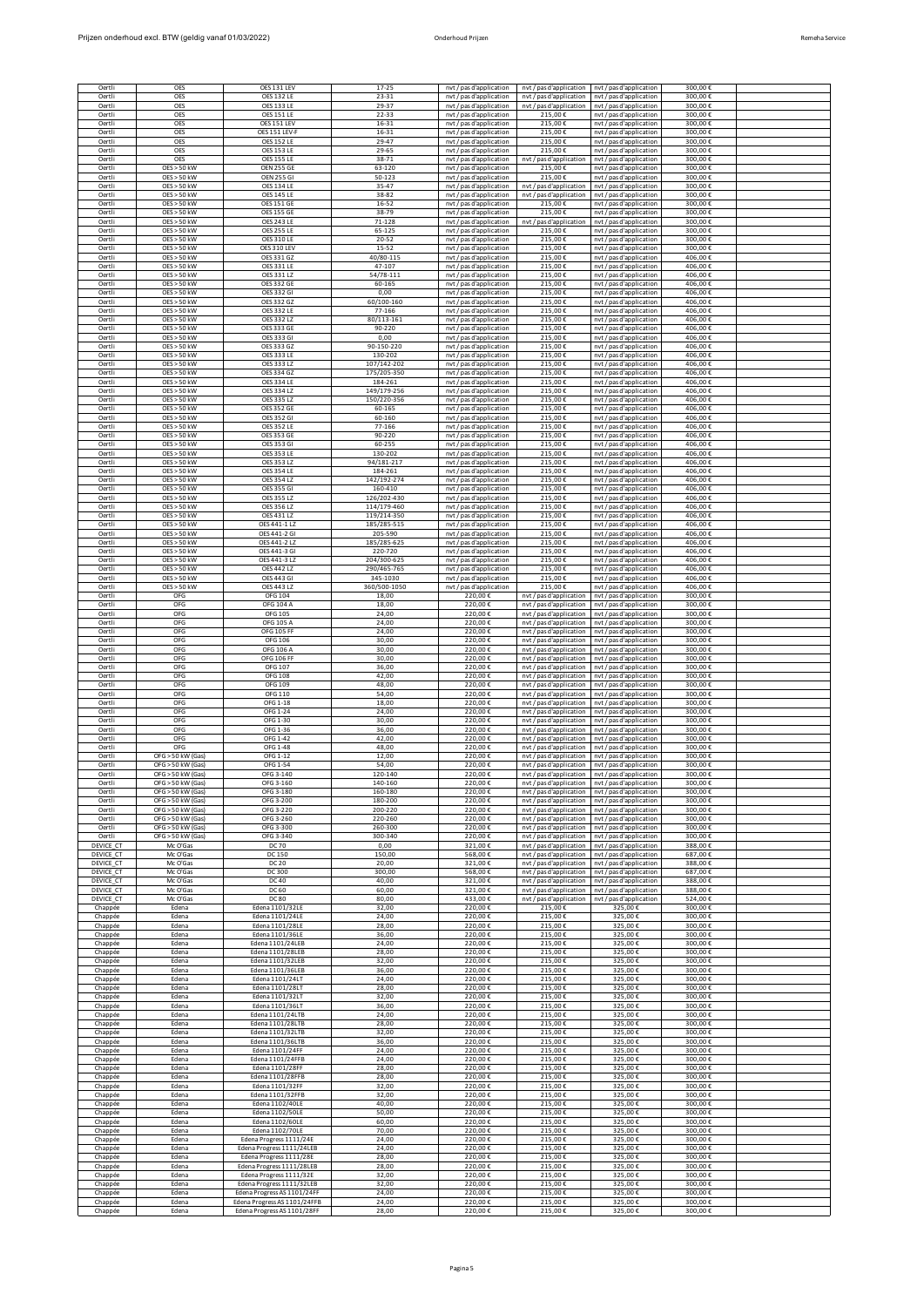| Oertli | OES | OES 131 LEV | 17-25 | nvt / pas d'application | nvt / pas d'application | nvt / pas d'application | 300,00 € | |
|---|---|---|---|---|---|---|---|---|
| Oertli | OES | OES 132 LE | 23-31 | nvt / pas d'application | nvt / pas d'application | nvt / pas d'application | 300,00 € | |
| Oertli | OES | OES 133 LE | 29-37 | nvt / pas d'application | nvt / pas d'application | nvt / pas d'application | 300,00 € | |
| Oertli | OES | OES 151 LE | 22-33 | nvt / pas d'application | 215,00 € | nvt / pas d'application | 300,00 € | |
| Oertli | OES | OES 151 LEV | 16-31 | nvt / pas d'application | 215,00 € | nvt / pas d'application | 300,00 € | |
| Oertli | OES | OES 151 LEV-F | 16-31 | nvt / pas d'application | 215,00 € | nvt / pas d'application | 300,00 € | |
| Oertli | OES | OES 152 LE | 29-47 | nvt / pas d'application | 215,00 € | nvt / pas d'application | 300,00 € | |
| Oertli | OES | OES 153 LE | 29-65 | nvt / pas d'application | 215,00 € | nvt / pas d'application | 300,00 € | |
| Oertli | OES | OES 155 LE | 38-71 | nvt / pas d'application | nvt / pas d'application | nvt / pas d'application | 300,00 € | |
| Oertli | OES > 50 kW | OEN 255 GE | 63-120 | nvt / pas d'application | 215,00 € | nvt / pas d'application | 300,00 € | |
| Oertli | OES > 50 kW | OEN 255 GI | 50-123 | nvt / pas d'application | 215,00 € | nvt / pas d'application | 300,00 € | |
| Oertli | OES > 50 kW | OES 134 LE | 35-47 | nvt / pas d'application | nvt / pas d'application | nvt / pas d'application | 300,00 € | |
| Oertli | OES > 50 kW | OES 145 LE | 38-82 | nvt / pas d'application | nvt / pas d'application | nvt / pas d'application | 300,00 € | |
| Oertli | OES > 50 kW | OES 151 GE | 16-52 | nvt / pas d'application | 215,00 € | nvt / pas d'application | 300,00 € | |
| Oertli | OES > 50 kW | OES 155 GE | 38-79 | nvt / pas d'application | 215,00 € | nvt / pas d'application | 300,00 € | |
| Oertli | OES > 50 kW | OES 243 LE | 71-128 | nvt / pas d'application | nvt / pas d'application | nvt / pas d'application | 300,00 € | |
| Oertli | OES > 50 kW | OES 255 LE | 65-125 | nvt / pas d'application | 215,00 € | nvt / pas d'application | 300,00 € | |
| Oertli | OES > 50 kW | OES 310 LE | 20-52 | nvt / pas d'application | 215,00 € | nvt / pas d'application | 300,00 € | |
| Oertli | OES > 50 kW | OES 310 LEV | 15-52 | nvt / pas d'application | 215,00 € | nvt / pas d'application | 300,00 € | |
| Oertli | OES > 50 kW | OES 331 GZ | 40/80-115 | nvt / pas d'application | 215,00 € | nvt / pas d'application | 406,00 € | |
| Oertli | OES > 50 kW | OES 331 LE | 47-107 | nvt / pas d'application | 215,00 € | nvt / pas d'application | 406,00 € | |
| Oertli | OES > 50 kW | OES 331 LZ | 54/78-111 | nvt / pas d'application | 215,00 € | nvt / pas d'application | 406,00 € | |
| Oertli | OES > 50 kW | OES 332 GE | 60-165 | nvt / pas d'application | 215,00 € | nvt / pas d'application | 406,00 € | |
| Oertli | OES > 50 kW | OES 332 GI | 0,00 | nvt / pas d'application | 215,00 € | nvt / pas d'application | 406,00 € | |
| Oertli | OES > 50 kW | OES 332 GZ | 60/100-160 | nvt / pas d'application | 215,00 € | nvt / pas d'application | 406,00 € | |
| Oertli | OES > 50 kW | OES 332 LE | 77-166 | nvt / pas d'application | 215,00 € | nvt / pas d'application | 406,00 € | |
| Oertli | OES > 50 kW | OES 332 LZ | 80/113-161 | nvt / pas d'application | 215,00 € | nvt / pas d'application | 406,00 € | |
| Oertli | OES > 50 kW | OES 333 GE | 90-220 | nvt / pas d'application | 215,00 € | nvt / pas d'application | 406,00 € | |
| Oertli | OES > 50 kW | OES 333 GI | 0,00 | nvt / pas d'application | 215,00 € | nvt / pas d'application | 406,00 € | |
| Oertli | OES > 50 kW | OES 333 GZ | 90-150-220 | nvt / pas d'application | 215,00 € | nvt / pas d'application | 406,00 € | |
| Oertli | OES > 50 kW | OES 333 LE | 130-202 | nvt / pas d'application | 215,00 € | nvt / pas d'application | 406,00 € | |
| Oertli | OES > 50 kW | OES 333 LZ | 107/142-202 | nvt / pas d'application | 215,00 € | nvt / pas d'application | 406,00 € | |
| Oertli | OES > 50 kW | OES 334 GZ | 175/205-350 | nvt / pas d'application | 215,00 € | nvt / pas d'application | 406,00 € | |
| Oertli | OES > 50 kW | OES 334 LE | 184-261 | nvt / pas d'application | 215,00 € | nvt / pas d'application | 406,00 € | |
| Oertli | OES > 50 kW | OES 334 LZ | 149/179-256 | nvt / pas d'application | 215,00 € | nvt / pas d'application | 406,00 € | |
| Oertli | OES > 50 kW | OES 335 LZ | 150/220-356 | nvt / pas d'application | 215,00 € | nvt / pas d'application | 406,00 € | |
| Oertli | OES > 50 kW | OES 352 GE | 60-165 | nvt / pas d'application | 215,00 € | nvt / pas d'application | 406,00 € | |
| Oertli | OES > 50 kW | OES 352 GI | 60-160 | nvt / pas d'application | 215,00 € | nvt / pas d'application | 406,00 € | |
| Oertli | OES > 50 kW | OES 352 LE | 77-166 | nvt / pas d'application | 215,00 € | nvt / pas d'application | 406,00 € | |
| Oertli | OES > 50 kW | OES 353 GE | 90-220 | nvt / pas d'application | 215,00 € | nvt / pas d'application | 406,00 € | |
| Oertli | OES > 50 kW | OES 353 GI | 60-255 | nvt / pas d'application | 215,00 € | nvt / pas d'application | 406,00 € | |
| Oertli | OES > 50 kW | OES 353 LE | 130-202 | nvt / pas d'application | 215,00 € | nvt / pas d'application | 406,00 € | |
| Oertli | OES > 50 kW | OES 353 LZ | 94/181-217 | nvt / pas d'application | 215,00 € | nvt / pas d'application | 406,00 € | |
| Oertli | OES > 50 kW | OES 354 LE | 184-261 | nvt / pas d'application | 215,00 € | nvt / pas d'application | 406,00 € | |
| Oertli | OES > 50 kW | OES 354 LZ | 142/192-274 | nvt / pas d'application | 215,00 € | nvt / pas d'application | 406,00 € | |
| Oertli | OES > 50 kW | OES 355 GI | 160-410 | nvt / pas d'application | 215,00 € | nvt / pas d'application | 406,00 € | |
| Oertli | OES > 50 kW | OES 355 LZ | 126/202-430 | nvt / pas d'application | 215,00 € | nvt / pas d'application | 406,00 € | |
| Oertli | OES > 50 kW | OES 356 LZ | 114/179-460 | nvt / pas d'application | 215,00 € | nvt / pas d'application | 406,00 € | |
| Oertli | OES > 50 kW | OES 431 LZ | 119/214-350 | nvt / pas d'application | 215,00 € | nvt / pas d'application | 406,00 € | |
| Oertli | OES > 50 kW | OES 441-1 LZ | 185/285-515 | nvt / pas d'application | 215,00 € | nvt / pas d'application | 406,00 € | |
| Oertli | OES > 50 kW | OES 441-2 GI | 205-590 | nvt / pas d'application | 215,00 € | nvt / pas d'application | 406,00 € | |
| Oertli | OES > 50 kW | OES 441-2 LZ | 185/285-625 | nvt / pas d'application | 215,00 € | nvt / pas d'application | 406,00 € | |
| Oertli | OES > 50 kW | OES 441-3 GI | 220-720 | nvt / pas d'application | 215,00 € | nvt / pas d'application | 406,00 € | |
| Oertli | OES > 50 kW | OES 441-3 LZ | 204/300-625 | nvt / pas d'application | 215,00 € | nvt / pas d'application | 406,00 € | |
| Oertli | OES > 50 kW | OES 442 LZ | 290/465-765 | nvt / pas d'application | 215,00 € | nvt / pas d'application | 406,00 € | |
| Oertli | OES > 50 kW | OES 443 GI | 345-1030 | nvt / pas d'application | 215,00 € | nvt / pas d'application | 406,00 € | |
| Oertli | OES > 50 kW | OES 443 LZ | 360/500-1050 | nvt / pas d'application | 215,00 € | nvt / pas d'application | 406,00 € | |
| Oertli | OFG | OFG 104 | 18,00 | 220,00 € | nvt / pas d'application | nvt / pas d'application | 300,00 € | |
| Oertli | OFG | OFG 104 A | 18,00 | 220,00 € | nvt / pas d'application | nvt / pas d'application | 300,00 € | |
| Oertli | OFG | OFG 105 | 24,00 | 220,00 € | nvt / pas d'application | nvt / pas d'application | 300,00 € | |
| Oertli | OFG | OFG 105 A | 24,00 | 220,00 € | nvt / pas d'application | nvt / pas d'application | 300,00 € | |
| Oertli | OFG | OFG 105 FF | 24,00 | 220,00 € | nvt / pas d'application | nvt / pas d'application | 300,00 € | |
| Oertli | OFG | OFG 106 | 30,00 | 220,00 € | nvt / pas d'application | nvt / pas d'application | 300,00 € | |
| Oertli | OFG | OFG 106 A | 30,00 | 220,00 € | nvt / pas d'application | nvt / pas d'application | 300,00 € | |
| Oertli | OFG | OFG 106 FF | 30,00 | 220,00 € | nvt / pas d'application | nvt / pas d'application | 300,00 € | |
| Oertli | OFG | OFG 107 | 36,00 | 220,00 € | nvt / pas d'application | nvt / pas d'application | 300,00 € | |
| Oertli | OFG | OFG 108 | 42,00 | 220,00 € | nvt / pas d'application | nvt / pas d'application | 300,00 € | |
| Oertli | OFG | OFG 109 | 48,00 | 220,00 € | nvt / pas d'application | nvt / pas d'application | 300,00 € | |
| Oertli | OFG | OFG 110 | 54,00 | 220,00 € | nvt / pas d'application | nvt / pas d'application | 300,00 € | |
| Oertli | OFG | OFG 1-18 | 18,00 | 220,00 € | nvt / pas d'application | nvt / pas d'application | 300,00 € | |
| Oertli | OFG | OFG 1-24 | 24,00 | 220,00 € | nvt / pas d'application | nvt / pas d'application | 300,00 € | |
| Oertli | OFG | OFG 1-30 | 30,00 | 220,00 € | nvt / pas d'application | nvt / pas d'application | 300,00 € | |
| Oertli | OFG | OFG 1-36 | 36,00 | 220,00 € | nvt / pas d'application | nvt / pas d'application | 300,00 € | |
| Oertli | OFG | OFG 1-42 | 42,00 | 220,00 € | nvt / pas d'application | nvt / pas d'application | 300,00 € | |
| Oertli | OFG | OFG 1-48 | 48,00 | 220,00 € | nvt / pas d'application | nvt / pas d'application | 300,00 € | |
| Oertli | OFG > 50 kW (Gas) | OFG 1-12 | 12,00 | 220,00 € | nvt / pas d'application | nvt / pas d'application | 300,00 € | |
| Oertli | OFG > 50 kW (Gas) | OFG 1-54 | 54,00 | 220,00 € | nvt / pas d'application | nvt / pas d'application | 300,00 € | |
| Oertli | OFG > 50 kW (Gas) | OFG 3-140 | 120-140 | 220,00 € | nvt / pas d'application | nvt / pas d'application | 300,00 € | |
| Oertli | OFG > 50 kW (Gas) | OFG 3-160 | 140-160 | 220,00 € | nvt / pas d'application | nvt / pas d'application | 300,00 € | |
| Oertli | OFG > 50 kW (Gas) | OFG 3-180 | 160-180 | 220,00 € | nvt / pas d'application | nvt / pas d'application | 300,00 € | |
| Oertli | OFG > 50 kW (Gas) | OFG 3-200 | 180-200 | 220,00 € | nvt / pas d'application | nvt / pas d'application | 300,00 € | |
| Oertli | OFG > 50 kW (Gas) | OFG 3-220 | 200-220 | 220,00 € | nvt / pas d'application | nvt / pas d'application | 300,00 € | |
| Oertli | OFG > 50 kW (Gas) | OFG 3-260 | 220-260 | 220,00 € | nvt / pas d'application | nvt / pas d'application | 300,00 € | |
| Oertli | OFG > 50 kW (Gas) | OFG 3-300 | 260-300 | 220,00 € | nvt / pas d'application | nvt / pas d'application | 300,00 € | |
| Oertli | OFG > 50 kW (Gas) | OFG 3-340 | 300-340 | 220,00 € | nvt / pas d'application | nvt / pas d'application | 300,00 € | |
| DEVICE_CT | Mc O'Gas | DC 70 | 0,00 | 321,00 € | nvt / pas d'application | nvt / pas d'application | 388,00 € | |
| DEVICE_CT | Mc O'Gas | DC 150 | 150,00 | 568,00 € | nvt / pas d'application | nvt / pas d'application | 687,00 € | |
| DEVICE_CT | Mc O'Gas | DC 20 | 20,00 | 321,00 € | nvt / pas d'application | nvt / pas d'application | 388,00 € | |
| DEVICE_CT | Mc O'Gas | DC 300 | 300,00 | 568,00 € | nvt / pas d'application | nvt / pas d'application | 687,00 € | |
| DEVICE_CT | Mc O'Gas | DC 40 | 40,00 | 321,00 € | nvt / pas d'application | nvt / pas d'application | 388,00 € | |
| DEVICE_CT | Mc O'Gas | DC 60 | 60,00 | 321,00 € | nvt / pas d'application | nvt / pas d'application | 388,00 € | |
| DEVICE_CT | Mc O'Gas | DC 80 | 80,00 | 433,00 € | nvt / pas d'application | nvt / pas d'application | 524,00 € | |
| Chappée | Edena | Edena 1101/32LE | 32,00 | 220,00 € | 215,00 € | 325,00 € | 300,00 € | |
| Chappée | Edena | Edena 1101/24LE | 24,00 | 220,00 € | 215,00 € | 325,00 € | 300,00 € | |
| Chappée | Edena | Edena 1101/28LE | 28,00 | 220,00 € | 215,00 € | 325,00 € | 300,00 € | |
| Chappée | Edena | Edena 1101/36LE | 36,00 | 220,00 € | 215,00 € | 325,00 € | 300,00 € | |
| Chappée | Edena | Edena 1101/24LEB | 24,00 | 220,00 € | 215,00 € | 325,00 € | 300,00 € | |
| Chappée | Edena | Edena 1101/28LEB | 28,00 | 220,00 € | 215,00 € | 325,00 € | 300,00 € | |
| Chappée | Edena | Edena 1101/32LEB | 32,00 | 220,00 € | 215,00 € | 325,00 € | 300,00 € | |
| Chappée | Edena | Edena 1101/36LEB | 36,00 | 220,00 € | 215,00 € | 325,00 € | 300,00 € | |
| Chappée | Edena | Edena 1101/24LT | 24,00 | 220,00 € | 215,00 € | 325,00 € | 300,00 € | |
| Chappée | Edena | Edena 1101/28LT | 28,00 | 220,00 € | 215,00 € | 325,00 € | 300,00 € | |
| Chappée | Edena | Edena 1101/32LT | 32,00 | 220,00 € | 215,00 € | 325,00 € | 300,00 € | |
| Chappée | Edena | Edena 1101/36LT | 36,00 | 220,00 € | 215,00 € | 325,00 € | 300,00 € | |
| Chappée | Edena | Edena 1101/24LTB | 24,00 | 220,00 € | 215,00 € | 325,00 € | 300,00 € | |
| Chappée | Edena | Edena 1101/28LTB | 28,00 | 220,00 € | 215,00 € | 325,00 € | 300,00 € | |
| Chappée | Edena | Edena 1101/32LTB | 32,00 | 220,00 € | 215,00 € | 325,00 € | 300,00 € | |
| Chappée | Edena | Edena 1101/36LTB | 36,00 | 220,00 € | 215,00 € | 325,00 € | 300,00 € | |
| Chappée | Edena | Edena 1101/24FF | 24,00 | 220,00 € | 215,00 € | 325,00 € | 300,00 € | |
| Chappée | Edena | Edena 1101/24FFB | 24,00 | 220,00 € | 215,00 € | 325,00 € | 300,00 € | |
| Chappée | Edena | Edena 1101/28FF | 28,00 | 220,00 € | 215,00 € | 325,00 € | 300,00 € | |
| Chappée | Edena | Edena 1101/28FFB | 28,00 | 220,00 € | 215,00 € | 325,00 € | 300,00 € | |
| Chappée | Edena | Edena 1101/32FF | 32,00 | 220,00 € | 215,00 € | 325,00 € | 300,00 € | |
| Chappée | Edena | Edena 1101/32FFB | 32,00 | 220,00 € | 215,00 € | 325,00 € | 300,00 € | |
| Chappée | Edena | Edena 1102/40LE | 40,00 | 220,00 € | 215,00 € | 325,00 € | 300,00 € | |
| Chappée | Edena | Edena 1102/50LE | 50,00 | 220,00 € | 215,00 € | 325,00 € | 300,00 € | |
| Chappée | Edena | Edena 1102/60LE | 60,00 | 220,00 € | 215,00 € | 325,00 € | 300,00 € | |
| Chappée | Edena | Edena 1102/70LE | 70,00 | 220,00 € | 215,00 € | 325,00 € | 300,00 € | |
| Chappée | Edena | Edena Progress 1111/24E | 24,00 | 220,00 € | 215,00 € | 325,00 € | 300,00 € | |
| Chappée | Edena | Edena Progress 1111/24LEB | 24,00 | 220,00 € | 215,00 € | 325,00 € | 300,00 € | |
| Chappée | Edena | Edena Progress 1111/28E | 28,00 | 220,00 € | 215,00 € | 325,00 € | 300,00 € | |
| Chappée | Edena | Edena Progress 1111/28LEB | 28,00 | 220,00 € | 215,00 € | 325,00 € | 300,00 € | |
| Chappée | Edena | Edena Progress 1111/32E | 32,00 | 220,00 € | 215,00 € | 325,00 € | 300,00 € | |
| Chappée | Edena | Edena Progress 1111/32LEB | 32,00 | 220,00 € | 215,00 € | 325,00 € | 300,00 € | |
| Chappée | Edena | Edena Progress AS 1101/24FF | 24,00 | 220,00 € | 215,00 € | 325,00 € | 300,00 € | |
| Chappée | Edena | Edena Progress AS 1101/24FFB | 24,00 | 220,00 € | 215,00 € | 325,00 € | 300,00 € | |
| Chappée | Edena | Edena Progress AS 1101/28FF | 28,00 | 220,00 € | 215,00 € | 325,00 € | 300,00 € | |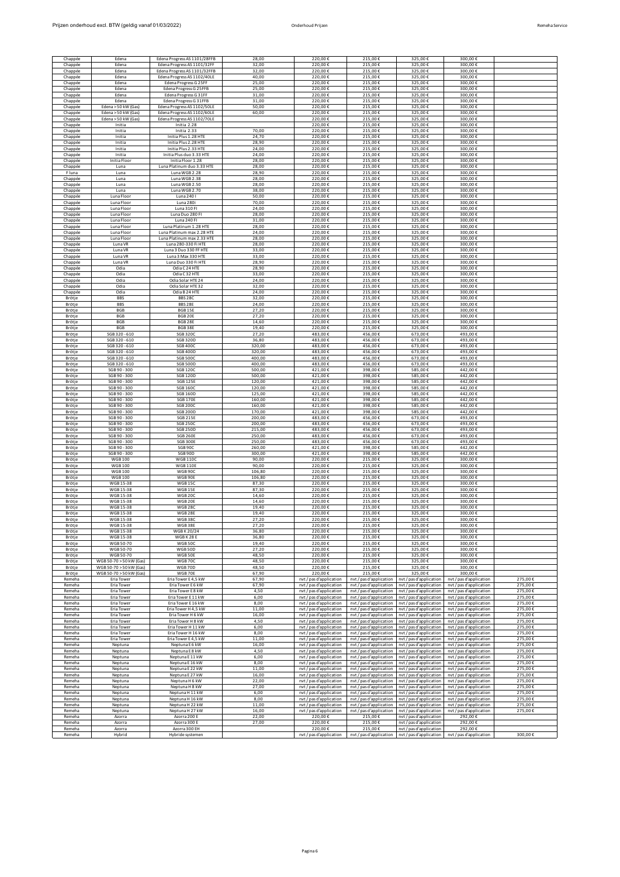| | | | | | | | | |
|---|---|---|---|---|---|---|---|---|
| Chappée | Edena | Edena Progress AS 1101/28FFB | 28,00 | 220,00 € | 215,00 € | 325,00 € | 300,00 € | |
| Chappée | Edena | Edena Progress AS 1101/32FF | 32,00 | 220,00 € | 215,00 € | 325,00 € | 300,00 € | |
| Chappée | Edena | Edena Progress AS 1101/32FFB | 32,00 | 220,00 € | 215,00 € | 325,00 € | 300,00 € | |
| Chappée | Edena | Edena Progress AS 1102/40LE | 40,00 | 220,00 € | 215,00 € | 325,00 € | 300,00 € | |
| Chappée | Edena | Edena Progress G 25FF | 25,00 | 220,00 € | 215,00 € | 325,00 € | 300,00 € | |
| Chappée | Edena | Edena Progress G 25FFB | 25,00 | 220,00 € | 215,00 € | 325,00 € | 300,00 € | |
| Chappée | Edena | Edena Progress G 31FF | 31,00 | 220,00 € | 215,00 € | 325,00 € | 300,00 € | |
| Chappée | Edena | Edena Progress G 31FFB | 31,00 | 220,00 € | 215,00 € | 325,00 € | 300,00 € | |
| Chappée | Edena > 50 kW (Gas) | Edena Progress AS 1102/50LE | 50,00 | 220,00 € | 215,00 € | 325,00 € | 300,00 € | |
| Chappée | Edena > 50 kW (Gas) | Edena Progress AS 1102/60LE | 60,00 | 220,00 € | 215,00 € | 325,00 € | 300,00 € | |
| Chappée | Edena > 50 kW (Gas) | Edena Progress AS 1102/70LE | | 220,00 € | 215,00 € | 325,00 € | 300,00 € | |
| Chappée | Initia | Initia 2.28 | | 220,00 € | 215,00 € | 325,00 € | 300,00 € | |
| Chappée | Initia | Initia 2.33 | 70,00 | 220,00 € | 215,00 € | 325,00 € | 300,00 € | |
| Chappée | Initia | Initia Plus 1.28 HTE | 24,70 | 220,00 € | 215,00 € | 325,00 € | 300,00 € | |
| Chappée | Initia | Initia Plus 2.28 HTE | 28,90 | 220,00 € | 215,00 € | 325,00 € | 300,00 € | |
| Chappée | Initia | Initia Plus 2.33 HTE | 24,00 | 220,00 € | 215,00 € | 325,00 € | 300,00 € | |
| Chappée | Initia | Initia Plus duo 3.33 HTE | 24,00 | 220,00 € | 215,00 € | 325,00 € | 300,00 € | |
| Chappée | Initia Floor | Initia Floor 1.28 | 28,00 | 220,00 € | 215,00 € | 325,00 € | 300,00 € | |
| Chappée | Luna | Luna Platinum duo 3.33 HTE | 28,00 | 220,00 € | 215,00 € | 325,00 € | 300,00 € | |
| F luna | Luna | Luna WGB 2.28 | 28,90 | 220,00 € | 215,00 € | 325,00 € | 300,00 € | |
| Chappée | Luna | Luna WGB 2.38 | 28,00 | 220,00 € | 215,00 € | 325,00 € | 300,00 € | |
| Chappée | Luna | Luna WGB 2.50 | 28,00 | 220,00 € | 215,00 € | 325,00 € | 300,00 € | |
| Chappée | Luna | Luna WGB 2.70 | 38,00 | 220,00 € | 215,00 € | 325,00 € | 300,00 € | |
| Chappée | Luna Floor | Luna 240 I | 50,00 | 220,00 € | 215,00 € | 325,00 € | 300,00 € | |
| Chappée | Luna Floor | Luna 280i | 70,00 | 220,00 € | 215,00 € | 325,00 € | 300,00 € | |
| Chappée | Luna Floor | Luna 310 FI | 24,00 | 220,00 € | 215,00 € | 325,00 € | 300,00 € | |
| Chappée | Luna Floor | Luna Duo 280 FI | 28,00 | 220,00 € | 215,00 € | 325,00 € | 300,00 € | |
| Chappée | Luna Floor | Luna 240 FI | 31,00 | 220,00 € | 215,00 € | 325,00 € | 300,00 € | |
| Chappée | Luna Floor | Luna Platinum 1.28 HTE | 28,00 | 220,00 € | 215,00 € | 325,00 € | 300,00 € | |
| Chappée | Luna Floor | Luna Platinum max 2.28 HTE | 24,00 | 220,00 € | 215,00 € | 325,00 € | 300,00 € | |
| Chappée | Luna Floor | Luna Platinum max 2.33 HTE | 28,00 | 220,00 € | 215,00 € | 325,00 € | 300,00 € | |
| Chappée | Luna VR | Luna 280-330 FI HTE | 28,00 | 220,00 € | 215,00 € | 325,00 € | 300,00 € | |
| Chappée | Luna VR | Luna 3 Duo 330 FF HTE | 33,00 | 220,00 € | 215,00 € | 325,00 € | 300,00 € | |
| Chappée | Luna VR | Luna 3 Max 330 HTE | 33,00 | 220,00 € | 215,00 € | 325,00 € | 300,00 € | |
| Chappée | Luna VR | Luna Duo 330 FI HTE | 28,90 | 220,00 € | 215,00 € | 325,00 € | 300,00 € | |
| Chappée | Odia | Odia C 24 HTE | 28,90 | 220,00 € | 215,00 € | 325,00 € | 300,00 € | |
| Chappée | Odia | Odia C 32 HTE | 33,00 | 220,00 € | 215,00 € | 325,00 € | 300,00 € | |
| Chappée | Odia | Odia Solar HTE 24 | 24,00 | 220,00 € | 215,00 € | 325,00 € | 300,00 € | |
| Chappée | Odia | Odia Solar HTE 32 | 32,00 | 220,00 € | 215,00 € | 325,00 € | 300,00 € | |
| Chappée | Odia | Odia B 24 HTE | 24,00 | 220,00 € | 215,00 € | 325,00 € | 300,00 € | |
| Brötje | BBS | BBS 28C | 32,00 | 220,00 € | 215,00 € | 325,00 € | 300,00 € | |
| Brötje | BBS | BBS 28E | 24,00 | 220,00 € | 215,00 € | 325,00 € | 300,00 € | |
| Brötje | BGB | BGB 15E | 27,20 | 220,00 € | 215,00 € | 325,00 € | 300,00 € | |
| Brötje | BGB | BGB 20E | 27,20 | 220,00 € | 215,00 € | 325,00 € | 300,00 € | |
| Brötje | BGB | BGB 28E | 14,60 | 220,00 € | 215,00 € | 325,00 € | 300,00 € | |
| Brötje | BGB | BGB 38E | 19,40 | 220,00 € | 215,00 € | 325,00 € | 300,00 € | |
| Brötje | SGB 320 - 610 | SGB 320C | 27,20 | 483,00 € | 456,00 € | 673,00 € | 493,00 € | |
| Brötje | SGB 320 - 610 | SGB 320D | 36,80 | 483,00 € | 456,00 € | 673,00 € | 493,00 € | |
| Brötje | SGB 320 - 610 | SGB 400C | 320,00 | 483,00 € | 456,00 € | 673,00 € | 493,00 € | |
| Brötje | SGB 320 - 610 | SGB 400D | 320,00 | 483,00 € | 456,00 € | 673,00 € | 493,00 € | |
| Brötje | SGB 320 - 610 | SGB 500C | 400,00 | 483,00 € | 456,00 € | 673,00 € | 493,00 € | |
| Brötje | SGB 320 - 610 | SGB 500D | 400,00 | 483,00 € | 456,00 € | 673,00 € | 493,00 € | |
| Brötje | SGB 90 - 300 | SGB 120C | 500,00 | 421,00 € | 398,00 € | 585,00 € | 442,00 € | |
| Brötje | SGB 90 - 300 | SGB 120D | 500,00 | 421,00 € | 398,00 € | 585,00 € | 442,00 € | |
| Brötje | SGB 90 - 300 | SGB 125E | 120,00 | 421,00 € | 398,00 € | 585,00 € | 442,00 € | |
| Brötje | SGB 90 - 300 | SGB 160C | 120,00 | 421,00 € | 398,00 € | 585,00 € | 442,00 € | |
| Brötje | SGB 90 - 300 | SGB 160D | 125,00 | 421,00 € | 398,00 € | 585,00 € | 442,00 € | |
| Brötje | SGB 90 - 300 | SGB 170E | 160,00 | 421,00 € | 398,00 € | 585,00 € | 442,00 € | |
| Brötje | SGB 90 - 300 | SGB 200C | 160,00 | 421,00 € | 398,00 € | 585,00 € | 442,00 € | |
| Brötje | SGB 90 - 300 | SGB 200D | 170,00 | 421,00 € | 398,00 € | 585,00 € | 442,00 € | |
| Brötje | SGB 90 - 300 | SGB 215E | 200,00 | 483,00 € | 456,00 € | 673,00 € | 493,00 € | |
| Brötje | SGB 90 - 300 | SGB 250C | 200,00 | 483,00 € | 456,00 € | 673,00 € | 493,00 € | |
| Brötje | SGB 90 - 300 | SGB 250D | 215,00 | 483,00 € | 456,00 € | 673,00 € | 493,00 € | |
| Brötje | SGB 90 - 300 | SGB 260E | 250,00 | 483,00 € | 456,00 € | 673,00 € | 493,00 € | |
| Brötje | SGB 90 - 300 | SGB 300E | 250,00 | 483,00 € | 456,00 € | 673,00 € | 493,00 € | |
| Brötje | SGB 90 - 300 | SGB 90C | 260,00 | 421,00 € | 398,00 € | 585,00 € | 442,00 € | |
| Brötje | SGB 90 - 300 | SGB 90D | 300,00 | 421,00 € | 398,00 € | 585,00 € | 442,00 € | |
| Brötje | WGB 100 | WGB 110C | 90,00 | 220,00 € | 215,00 € | 325,00 € | 300,00 € | |
| Brötje | WGB 100 | WGB 110E | 90,00 | 220,00 € | 215,00 € | 325,00 € | 300,00 € | |
| Brötje | WGB 100 | WGB 90C | 106,80 | 220,00 € | 215,00 € | 325,00 € | 300,00 € | |
| Brötje | WGB 100 | WGB 90E | 106,80 | 220,00 € | 215,00 € | 325,00 € | 300,00 € | |
| Brötje | WGB 15-38 | WGB 15C | 87,30 | 220,00 € | 215,00 € | 325,00 € | 300,00 € | |
| Brötje | WGB 15-38 | WGB 15E | 87,30 | 220,00 € | 215,00 € | 325,00 € | 300,00 € | |
| Brötje | WGB 15-38 | WGB 20C | 14,60 | 220,00 € | 215,00 € | 325,00 € | 300,00 € | |
| Brötje | WGB 15-38 | WGB 20E | 14,60 | 220,00 € | 215,00 € | 325,00 € | 300,00 € | |
| Brötje | WGB 15-38 | WGB 28C | 19,40 | 220,00 € | 215,00 € | 325,00 € | 300,00 € | |
| Brötje | WGB 15-38 | WGB 28E | 19,40 | 220,00 € | 215,00 € | 325,00 € | 300,00 € | |
| Brötje | WGB 15-38 | WGB 38C | 27,20 | 220,00 € | 215,00 € | 325,00 € | 300,00 € | |
| Brötje | WGB 15-38 | WGB 38E | 27,20 | 220,00 € | 215,00 € | 325,00 € | 300,00 € | |
| Brötje | WGB 15-38 | WGB K 20/24 | 36,80 | 220,00 € | 215,00 € | 325,00 € | 300,00 € | |
| Brötje | WGB 15-38 | WGB K 28 E | 36,80 | 220,00 € | 215,00 € | 325,00 € | 300,00 € | |
| Brötje | WGB 50-70 | WGB 50C | 19,40 | 220,00 € | 215,00 € | 325,00 € | 300,00 € | |
| Brötje | WGB 50-70 | WGB 50D | 27,20 | 220,00 € | 215,00 € | 325,00 € | 300,00 € | |
| Brötje | WGB 50-70 | WGB 50E | 48,50 | 220,00 € | 215,00 € | 325,00 € | 300,00 € | |
| Brötje | WGB 50-70 > 50 kW (Gas) | WGB 70C | 48,50 | 220,00 € | 215,00 € | 325,00 € | 300,00 € | |
| Brötje | WGB 50-70 > 50 kW (Gas) | WGB 70D | 48,50 | 220,00 € | 215,00 € | 325,00 € | 300,00 € | |
| Brötje | WGB 50-70 > 50 kW (Gas) | WGB 70E | 67,90 | 220,00 € | 215,00 € | 325,00 € | 300,00 € | |
| Remeha | Eria Tower | Eria Tower E 4,5 kW | 67,90 | nvt / pas d'application | nvt / pas d'application | nvt / pas d'application | nvt / pas d'application | 275,00 € |
| Remeha | Eria Tower | Eria Tower E 6 kW | 67,90 | nvt / pas d'application | nvt / pas d'application | nvt / pas d'application | nvt / pas d'application | 275,00 € |
| Remeha | Eria Tower | Eria Tower E 8 kW | 4,50 | nvt / pas d'application | nvt / pas d'application | nvt / pas d'application | nvt / pas d'application | 275,00 € |
| Remeha | Eria Tower | Eria Tower E 11 kW | 6,00 | nvt / pas d'application | nvt / pas d'application | nvt / pas d'application | nvt / pas d'application | 275,00 € |
| Remeha | Eria Tower | Eria Tower E 16 kW | 8,00 | nvt / pas d'application | nvt / pas d'application | nvt / pas d'application | nvt / pas d'application | 275,00 € |
| Remeha | Eria Tower | Eria Tower H 4,5 kW | 11,00 | nvt / pas d'application | nvt / pas d'application | nvt / pas d'application | nvt / pas d'application | 275,00 € |
| Remeha | Eria Tower | Eria Tower H 6 kW | 16,00 | nvt / pas d'application | nvt / pas d'application | nvt / pas d'application | nvt / pas d'application | 275,00 € |
| Remeha | Eria Tower | Eria Tower H 8 kW | 4,50 | nvt / pas d'application | nvt / pas d'application | nvt / pas d'application | nvt / pas d'application | 275,00 € |
| Remeha | Eria Tower | Eria Tower H 11 kW | 6,00 | nvt / pas d'application | nvt / pas d'application | nvt / pas d'application | nvt / pas d'application | 275,00 € |
| Remeha | Eria Tower | Eria Tower H 16 kW | 8,00 | nvt / pas d'application | nvt / pas d'application | nvt / pas d'application | nvt / pas d'application | 275,00 € |
| Remeha | Eria Tower | Eria Tower E 4,5 kW | 11,00 | nvt / pas d'application | nvt / pas d'application | nvt / pas d'application | nvt / pas d'application | 275,00 € |
| Remeha | Neptuna | Neptuna E 6 kW | 16,00 | nvt / pas d'application | nvt / pas d'application | nvt / pas d'application | nvt / pas d'application | 275,00 € |
| Remeha | Neptuna | Neptuna E 8 kW | 4,50 | nvt / pas d'application | nvt / pas d'application | nvt / pas d'application | nvt / pas d'application | 275,00 € |
| Remeha | Neptuna | Neptuna E 11 kW | 6,00 | nvt / pas d'application | nvt / pas d'application | nvt / pas d'application | nvt / pas d'application | 275,00 € |
| Remeha | Neptuna | Neptuna E 16 kW | 8,00 | nvt / pas d'application | nvt / pas d'application | nvt / pas d'application | nvt / pas d'application | 275,00 € |
| Remeha | Neptuna | Neptuna E 22 kW | 11,00 | nvt / pas d'application | nvt / pas d'application | nvt / pas d'application | nvt / pas d'application | 275,00 € |
| Remeha | Neptuna | Neptuna E 27 kW | 16,00 | nvt / pas d'application | nvt / pas d'application | nvt / pas d'application | nvt / pas d'application | 275,00 € |
| Remeha | Neptuna | Neptuna H 6 kW | 22,00 | nvt / pas d'application | nvt / pas d'application | nvt / pas d'application | nvt / pas d'application | 275,00 € |
| Remeha | Neptuna | Neptuna H 8 kW | 27,00 | nvt / pas d'application | nvt / pas d'application | nvt / pas d'application | nvt / pas d'application | 275,00 € |
| Remeha | Neptuna | Neptuna H 11 kW | 6,00 | nvt / pas d'application | nvt / pas d'application | nvt / pas d'application | nvt / pas d'application | 275,00 € |
| Remeha | Neptuna | Neptuna H 16 kW | 8,00 | nvt / pas d'application | nvt / pas d'application | nvt / pas d'application | nvt / pas d'application | 275,00 € |
| Remeha | Neptuna | Neptuna H 22 kW | 11,00 | nvt / pas d'application | nvt / pas d'application | nvt / pas d'application | nvt / pas d'application | 275,00 € |
| Remeha | Neptuna | Neptuna H 27 kW | 16,00 | nvt / pas d'application | nvt / pas d'application | nvt / pas d'application | nvt / pas d'application | 275,00 € |
| Remeha | Azorra | Azorra 200 E | 22,00 | 220,00 € | 215,00 € | nvt / pas d'application | 292,00 € | |
| Remeha | Azorra | Azorra 300 E | 27,00 | 220,00 € | 215,00 € | nvt / pas d'application | 292,00 € | |
| Remeha | Azorra | Azorra 300 EH | | 220,00 € | 215,00 € | nvt / pas d'application | 292,00 € | |
| Remeha | Hybrid | Hybride systemen | | nvt / pas d'application | nvt / pas d'application | nvt / pas d'application | nvt / pas d'application | 300,00 € |